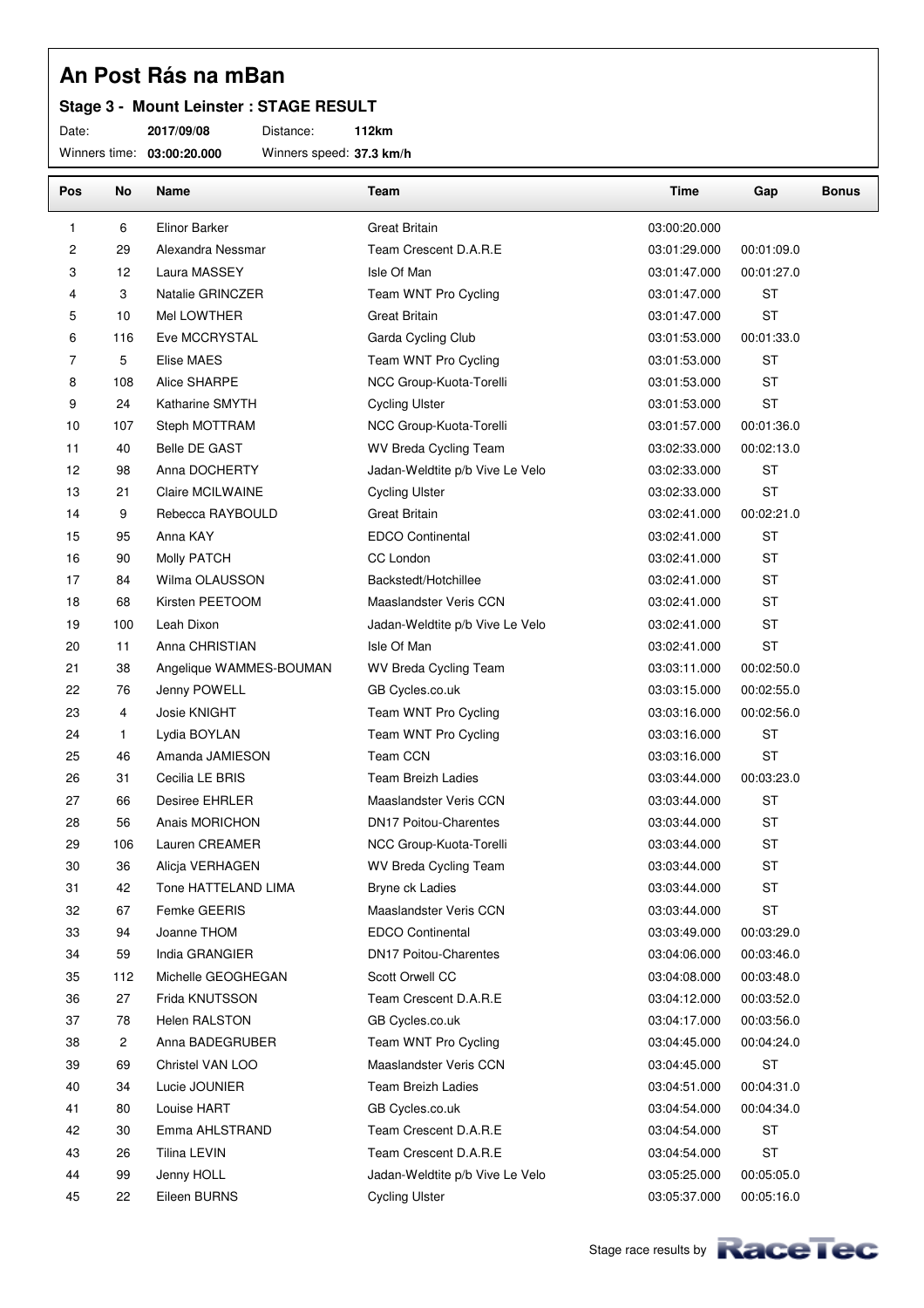# An Post Rás na mBan

## Stage 3 - Mount Leinster : STAGE RESULT

Date: **2017/09/08** Distance: **112km**

Winners time: **03:00:20.000** Winners speed: **37.3 km/h**

| Pos | No | Name | Team | Time | Gap | Bonus |
|---|---|---|---|---|---|---|
| 1 | 6 | Elinor Barker | Great Britain | 03:00:20.000 | | |
| 2 | 29 | Alexandra Nessmar | Team Crescent D.A.R.E | 03:01:29.000 | 00:01:09.0 | |
| 3 | 12 | Laura MASSEY | Isle Of Man | 03:01:47.000 | 00:01:27.0 | |
| 4 | 3 | Natalie GRINCZER | Team WNT Pro Cycling | 03:01:47.000 | ST | |
| 5 | 10 | Mel LOWTHER | Great Britain | 03:01:47.000 | ST | |
| 6 | 116 | Eve MCCRYSTAL | Garda Cycling Club | 03:01:53.000 | 00:01:33.0 | |
| 7 | 5 | Elise MAES | Team WNT Pro Cycling | 03:01:53.000 | ST | |
| 8 | 108 | Alice SHARPE | NCC Group-Kuota-Torelli | 03:01:53.000 | ST | |
| 9 | 24 | Katharine SMYTH | Cycling Ulster | 03:01:53.000 | ST | |
| 10 | 107 | Steph MOTTRAM | NCC Group-Kuota-Torelli | 03:01:57.000 | 00:01:36.0 | |
| 11 | 40 | Belle DE GAST | WV Breda Cycling Team | 03:02:33.000 | 00:02:13.0 | |
| 12 | 98 | Anna DOCHERTY | Jadan-Weldtite p/b Vive Le Velo | 03:02:33.000 | ST | |
| 13 | 21 | Claire MCILWAINE | Cycling Ulster | 03:02:33.000 | ST | |
| 14 | 9 | Rebecca RAYBOULD | Great Britain | 03:02:41.000 | 00:02:21.0 | |
| 15 | 95 | Anna KAY | EDCO Continental | 03:02:41.000 | ST | |
| 16 | 90 | Molly PATCH | CC London | 03:02:41.000 | ST | |
| 17 | 84 | Wilma OLAUSSON | Backstedt/Hotchillee | 03:02:41.000 | ST | |
| 18 | 68 | Kirsten PEETOOM | Maaslandster Veris CCN | 03:02:41.000 | ST | |
| 19 | 100 | Leah Dixon | Jadan-Weldtite p/b Vive Le Velo | 03:02:41.000 | ST | |
| 20 | 11 | Anna CHRISTIAN | Isle Of Man | 03:02:41.000 | ST | |
| 21 | 38 | Angelique WAMMES-BOUMAN | WV Breda Cycling Team | 03:03:11.000 | 00:02:50.0 | |
| 22 | 76 | Jenny POWELL | GB Cycles.co.uk | 03:03:15.000 | 00:02:55.0 | |
| 23 | 4 | Josie KNIGHT | Team WNT Pro Cycling | 03:03:16.000 | 00:02:56.0 | |
| 24 | 1 | Lydia BOYLAN | Team WNT Pro Cycling | 03:03:16.000 | ST | |
| 25 | 46 | Amanda JAMIESON | Team CCN | 03:03:16.000 | ST | |
| 26 | 31 | Cecilia LE BRIS | Team Breizh Ladies | 03:03:44.000 | 00:03:23.0 | |
| 27 | 66 | Desiree EHRLER | Maaslandster Veris CCN | 03:03:44.000 | ST | |
| 28 | 56 | Anais MORICHON | DN17 Poitou-Charentes | 03:03:44.000 | ST | |
| 29 | 106 | Lauren CREAMER | NCC Group-Kuota-Torelli | 03:03:44.000 | ST | |
| 30 | 36 | Alicja VERHAGEN | WV Breda Cycling Team | 03:03:44.000 | ST | |
| 31 | 42 | Tone HATTELAND LIMA | Bryne ck Ladies | 03:03:44.000 | ST | |
| 32 | 67 | Femke GEERIS | Maaslandster Veris CCN | 03:03:44.000 | ST | |
| 33 | 94 | Joanne THOM | EDCO Continental | 03:03:49.000 | 00:03:29.0 | |
| 34 | 59 | India GRANGIER | DN17 Poitou-Charentes | 03:04:06.000 | 00:03:46.0 | |
| 35 | 112 | Michelle GEOGHEGAN | Scott Orwell CC | 03:04:08.000 | 00:03:48.0 | |
| 36 | 27 | Frida KNUTSSON | Team Crescent D.A.R.E | 03:04:12.000 | 00:03:52.0 | |
| 37 | 78 | Helen RALSTON | GB Cycles.co.uk | 03:04:17.000 | 00:03:56.0 | |
| 38 | 2 | Anna BADEGRUBER | Team WNT Pro Cycling | 03:04:45.000 | 00:04:24.0 | |
| 39 | 69 | Christel VAN LOO | Maaslandster Veris CCN | 03:04:45.000 | ST | |
| 40 | 34 | Lucie JOUNIER | Team Breizh Ladies | 03:04:51.000 | 00:04:31.0 | |
| 41 | 80 | Louise HART | GB Cycles.co.uk | 03:04:54.000 | 00:04:34.0 | |
| 42 | 30 | Emma AHLSTRAND | Team Crescent D.A.R.E | 03:04:54.000 | ST | |
| 43 | 26 | Tilina LEVIN | Team Crescent D.A.R.E | 03:04:54.000 | ST | |
| 44 | 99 | Jenny HOLL | Jadan-Weldtite p/b Vive Le Velo | 03:05:25.000 | 00:05:05.0 | |
| 45 | 22 | Eileen BURNS | Cycling Ulster | 03:05:37.000 | 00:05:16.0 | |

Stage race results by RaceTec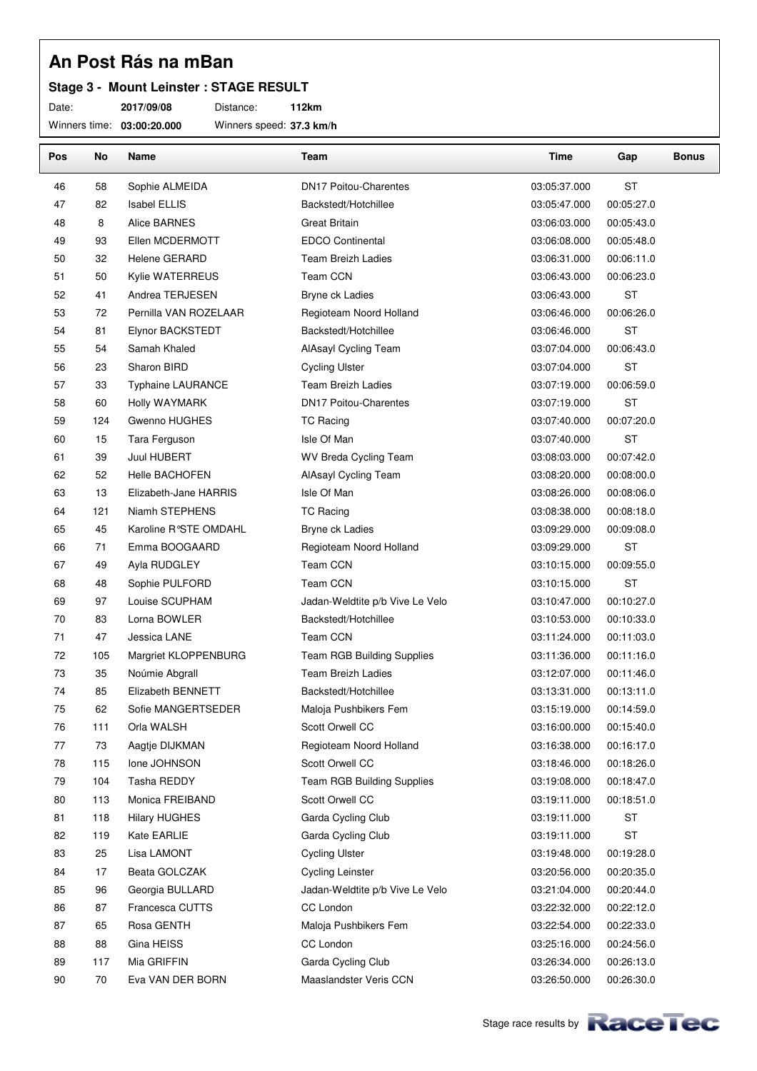# An Post Rás na mBan

### Stage 3 - Mount Leinster : STAGE RESULT

Date: **2017/09/08** Distance: **112km**

Winners time: **03:00:20.000** Winners speed: **37.3 km/h**

| Pos | No | Name | Team | Time | Gap | Bonus |
|---|---|---|---|---|---|---|
| 46 | 58 | Sophie ALMEIDA | DN17 Poitou-Charentes | 03:05:37.000 | ST | |
| 47 | 82 | Isabel ELLIS | Backstedt/Hotchillee | 03:05:47.000 | 00:05:27.0 | |
| 48 | 8 | Alice BARNES | Great Britain | 03:06:03.000 | 00:05:43.0 | |
| 49 | 93 | Ellen MCDERMOTT | EDCO Continental | 03:06:08.000 | 00:05:48.0 | |
| 50 | 32 | Helene GERARD | Team Breizh Ladies | 03:06:31.000 | 00:06:11.0 | |
| 51 | 50 | Kylie WATERREUS | Team CCN | 03:06:43.000 | 00:06:23.0 | |
| 52 | 41 | Andrea TERJESEN | Bryne ck Ladies | 03:06:43.000 | ST | |
| 53 | 72 | Pernilla VAN ROZELAAR | Regioteam Noord Holland | 03:06:46.000 | 00:06:26.0 | |
| 54 | 81 | Elynor BACKSTEDT | Backstedt/Hotchillee | 03:06:46.000 | ST | |
| 55 | 54 | Samah Khaled | AlAsayl Cycling Team | 03:07:04.000 | 00:06:43.0 | |
| 56 | 23 | Sharon BIRD | Cycling Ulster | 03:07:04.000 | ST | |
| 57 | 33 | Typhaine LAURANCE | Team Breizh Ladies | 03:07:19.000 | 00:06:59.0 | |
| 58 | 60 | Holly WAYMARK | DN17 Poitou-Charentes | 03:07:19.000 | ST | |
| 59 | 124 | Gwenno HUGHES | TC Racing | 03:07:40.000 | 00:07:20.0 | |
| 60 | 15 | Tara Ferguson | Isle Of Man | 03:07:40.000 | ST | |
| 61 | 39 | Juul HUBERT | WV Breda Cycling Team | 03:08:03.000 | 00:07:42.0 | |
| 62 | 52 | Helle BACHOFEN | AlAsayl Cycling Team | 03:08:20.000 | 00:08:00.0 | |
| 63 | 13 | Elizabeth-Jane HARRIS | Isle Of Man | 03:08:26.000 | 00:08:06.0 | |
| 64 | 121 | Niamh STEPHENS | TC Racing | 03:08:38.000 | 00:08:18.0 | |
| 65 | 45 | Karoline R°STE OMDAHL | Bryne ck Ladies | 03:09:29.000 | 00:09:08.0 | |
| 66 | 71 | Emma BOOGAARD | Regioteam Noord Holland | 03:09:29.000 | ST | |
| 67 | 49 | Ayla RUDGLEY | Team CCN | 03:10:15.000 | 00:09:55.0 | |
| 68 | 48 | Sophie PULFORD | Team CCN | 03:10:15.000 | ST | |
| 69 | 97 | Louise SCUPHAM | Jadan-Weldtite p/b Vive Le Velo | 03:10:47.000 | 00:10:27.0 | |
| 70 | 83 | Lorna BOWLER | Backstedt/Hotchillee | 03:10:53.000 | 00:10:33.0 | |
| 71 | 47 | Jessica LANE | Team CCN | 03:11:24.000 | 00:11:03.0 | |
| 72 | 105 | Margriet KLOPPENBURG | Team RGB Building Supplies | 03:11:36.000 | 00:11:16.0 | |
| 73 | 35 | Noúmie Abgrall | Team Breizh Ladies | 03:12:07.000 | 00:11:46.0 | |
| 74 | 85 | Elizabeth BENNETT | Backstedt/Hotchillee | 03:13:31.000 | 00:13:11.0 | |
| 75 | 62 | Sofie MANGERTSEDER | Maloja Pushbikers Fem | 03:15:19.000 | 00:14:59.0 | |
| 76 | 111 | Orla WALSH | Scott Orwell CC | 03:16:00.000 | 00:15:40.0 | |
| 77 | 73 | Aagtje DIJKMAN | Regioteam Noord Holland | 03:16:38.000 | 00:16:17.0 | |
| 78 | 115 | Ione JOHNSON | Scott Orwell CC | 03:18:46.000 | 00:18:26.0 | |
| 79 | 104 | Tasha REDDY | Team RGB Building Supplies | 03:19:08.000 | 00:18:47.0 | |
| 80 | 113 | Monica FREIBAND | Scott Orwell CC | 03:19:11.000 | 00:18:51.0 | |
| 81 | 118 | Hilary HUGHES | Garda Cycling Club | 03:19:11.000 | ST | |
| 82 | 119 | Kate EARLIE | Garda Cycling Club | 03:19:11.000 | ST | |
| 83 | 25 | Lisa LAMONT | Cycling Ulster | 03:19:48.000 | 00:19:28.0 | |
| 84 | 17 | Beata GOLCZAK | Cycling Leinster | 03:20:56.000 | 00:20:35.0 | |
| 85 | 96 | Georgia BULLARD | Jadan-Weldtite p/b Vive Le Velo | 03:21:04.000 | 00:20:44.0 | |
| 86 | 87 | Francesca CUTTS | CC London | 03:22:32.000 | 00:22:12.0 | |
| 87 | 65 | Rosa GENTH | Maloja Pushbikers Fem | 03:22:54.000 | 00:22:33.0 | |
| 88 | 88 | Gina HEISS | CC London | 03:25:16.000 | 00:24:56.0 | |
| 89 | 117 | Mia GRIFFIN | Garda Cycling Club | 03:26:34.000 | 00:26:13.0 | |
| 90 | 70 | Eva VAN DER BORN | Maaslandster Veris CCN | 03:26:50.000 | 00:26:30.0 | |

Stage race results by RaceTec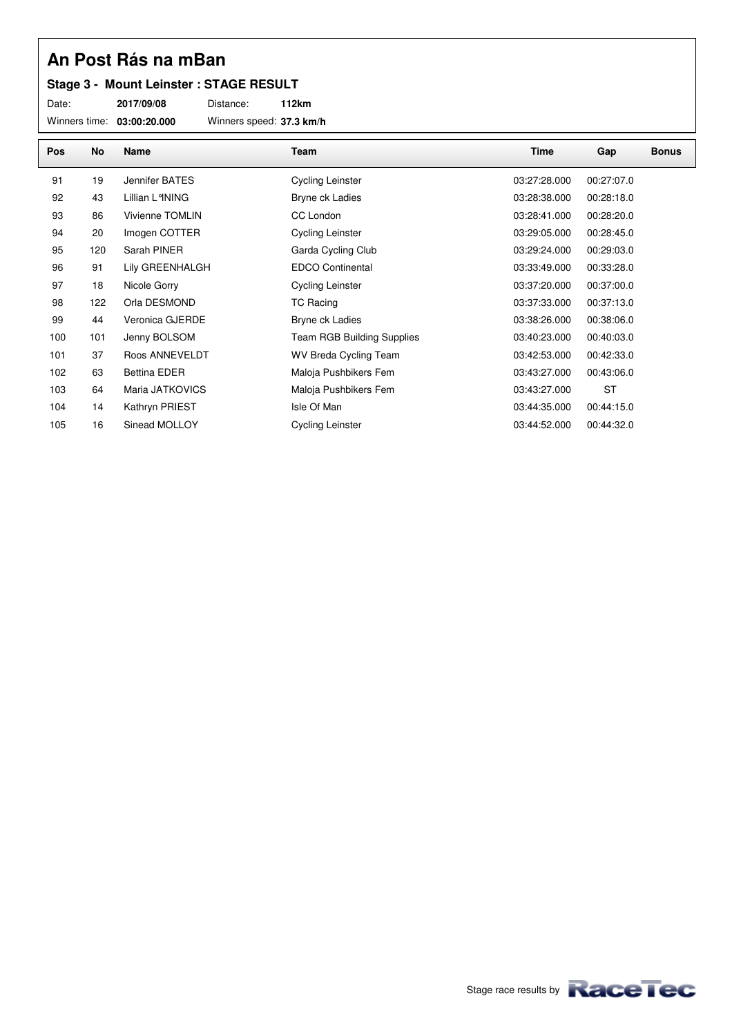# An Post Rás na mBan

## Stage 3 - Mount Leinster : STAGE RESULT

Date: **2017/09/08** Distance: **112km**

Winners time: **03:00:20.000** Winners speed: **37.3 km/h**

| Pos | No | Name | Team | Time | Gap | Bonus |
|---|---|---|---|---|---|---|
| 91 | 19 | Jennifer BATES | Cycling Leinster | 03:27:28.000 | 00:27:07.0 | |
| 92 | 43 | Lillian L°INING | Bryne ck Ladies | 03:28:38.000 | 00:28:18.0 | |
| 93 | 86 | Vivienne TOMLIN | CC London | 03:28:41.000 | 00:28:20.0 | |
| 94 | 20 | Imogen COTTER | Cycling Leinster | 03:29:05.000 | 00:28:45.0 | |
| 95 | 120 | Sarah PINER | Garda Cycling Club | 03:29:24.000 | 00:29:03.0 | |
| 96 | 91 | Lily GREENHALGH | EDCO Continental | 03:33:49.000 | 00:33:28.0 | |
| 97 | 18 | Nicole Gorry | Cycling Leinster | 03:37:20.000 | 00:37:00.0 | |
| 98 | 122 | Orla DESMOND | TC Racing | 03:37:33.000 | 00:37:13.0 | |
| 99 | 44 | Veronica GJERDE | Bryne ck Ladies | 03:38:26.000 | 00:38:06.0 | |
| 100 | 101 | Jenny BOLSOM | Team RGB Building Supplies | 03:40:23.000 | 00:40:03.0 | |
| 101 | 37 | Roos ANNEVELDT | WV Breda Cycling Team | 03:42:53.000 | 00:42:33.0 | |
| 102 | 63 | Bettina EDER | Maloja Pushbikers Fem | 03:43:27.000 | 00:43:06.0 | |
| 103 | 64 | Maria JATKOVICS | Maloja Pushbikers Fem | 03:43:27.000 | ST | |
| 104 | 14 | Kathryn PRIEST | Isle Of Man | 03:44:35.000 | 00:44:15.0 | |
| 105 | 16 | Sinead MOLLOY | Cycling Leinster | 03:44:52.000 | 00:44:32.0 | |

Stage race results by RaceTec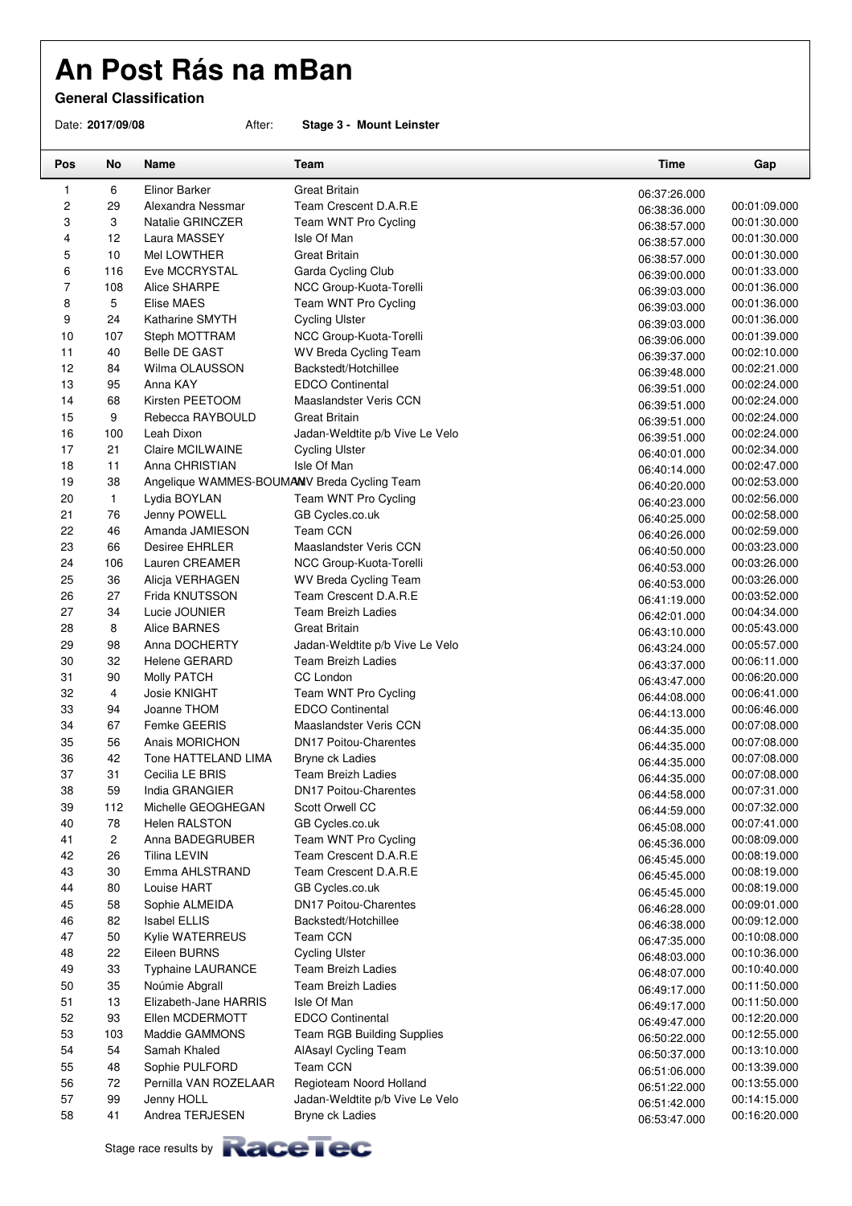# An Post Rás na mBan

**General Classification**

Date: **2017/09/08** After: **Stage 3 - Mount Leinster**

| Pos | No | Name | Team | Time | Gap |
|---|---|---|---|---|---|
| 1 | 6 | Elinor Barker | Great Britain | 06:37:26.000 | |
| 2 | 29 | Alexandra Nessmar | Team Crescent D.A.R.E | 06:38:36.000 | 00:01:09.000 |
| 3 | 3 | Natalie GRINCZER | Team WNT Pro Cycling | 06:38:57.000 | 00:01:30.000 |
| 4 | 12 | Laura MASSEY | Isle Of Man | 06:38:57.000 | 00:01:30.000 |
| 5 | 10 | Mel LOWTHER | Great Britain | 06:38:57.000 | 00:01:30.000 |
| 6 | 116 | Eve MCCRYSTAL | Garda Cycling Club | 06:39:00.000 | 00:01:33.000 |
| 7 | 108 | Alice SHARPE | NCC Group-Kuota-Torelli | 06:39:03.000 | 00:01:36.000 |
| 8 | 5 | Elise MAES | Team WNT Pro Cycling | 06:39:03.000 | 00:01:36.000 |
| 9 | 24 | Katharine SMYTH | Cycling Ulster | 06:39:03.000 | 00:01:36.000 |
| 10 | 107 | Steph MOTTRAM | NCC Group-Kuota-Torelli | 06:39:06.000 | 00:01:39.000 |
| 11 | 40 | Belle DE GAST | WV Breda Cycling Team | 06:39:37.000 | 00:02:10.000 |
| 12 | 84 | Wilma OLAUSSON | Backstedt/Hotchillee | 06:39:48.000 | 00:02:21.000 |
| 13 | 95 | Anna KAY | EDCO Continental | 06:39:51.000 | 00:02:24.000 |
| 14 | 68 | Kirsten PEETOOM | Maaslandster Veris CCN | 06:39:51.000 | 00:02:24.000 |
| 15 | 9 | Rebecca RAYBOULD | Great Britain | 06:39:51.000 | 00:02:24.000 |
| 16 | 100 | Leah Dixon | Jadan-Weldtite p/b Vive Le Velo | 06:39:51.000 | 00:02:24.000 |
| 17 | 21 | Claire MCILWAINE | Cycling Ulster | 06:40:01.000 | 00:02:34.000 |
| 18 | 11 | Anna CHRISTIAN | Isle Of Man | 06:40:14.000 | 00:02:47.000 |
| 19 | 38 | Angelique WAMMES-BOUMAN | WV Breda Cycling Team | 06:40:20.000 | 00:02:53.000 |
| 20 | 1 | Lydia BOYLAN | Team WNT Pro Cycling | 06:40:23.000 | 00:02:56.000 |
| 21 | 76 | Jenny POWELL | GB Cycles.co.uk | 06:40:25.000 | 00:02:58.000 |
| 22 | 46 | Amanda JAMIESON | Team CCN | 06:40:26.000 | 00:02:59.000 |
| 23 | 66 | Desiree EHRLER | Maaslandster Veris CCN | 06:40:50.000 | 00:03:23.000 |
| 24 | 106 | Lauren CREAMER | NCC Group-Kuota-Torelli | 06:40:53.000 | 00:03:26.000 |
| 25 | 36 | Alicja VERHAGEN | WV Breda Cycling Team | 06:40:53.000 | 00:03:26.000 |
| 26 | 27 | Frida KNUTSSON | Team Crescent D.A.R.E | 06:41:19.000 | 00:03:52.000 |
| 27 | 34 | Lucie JOUNIER | Team Breizh Ladies | 06:42:01.000 | 00:04:34.000 |
| 28 | 8 | Alice BARNES | Great Britain | 06:43:10.000 | 00:05:43.000 |
| 29 | 98 | Anna DOCHERTY | Jadan-Weldtite p/b Vive Le Velo | 06:43:24.000 | 00:05:57.000 |
| 30 | 32 | Helene GERARD | Team Breizh Ladies | 06:43:37.000 | 00:06:11.000 |
| 31 | 90 | Molly PATCH | CC London | 06:43:47.000 | 00:06:20.000 |
| 32 | 4 | Josie KNIGHT | Team WNT Pro Cycling | 06:44:08.000 | 00:06:41.000 |
| 33 | 94 | Joanne THOM | EDCO Continental | 06:44:13.000 | 00:06:46.000 |
| 34 | 67 | Femke GEERIS | Maaslandster Veris CCN | 06:44:35.000 | 00:07:08.000 |
| 35 | 56 | Anais MORICHON | DN17 Poitou-Charentes | 06:44:35.000 | 00:07:08.000 |
| 36 | 42 | Tone HATTELAND LIMA | Bryne ck Ladies | 06:44:35.000 | 00:07:08.000 |
| 37 | 31 | Cecilia LE BRIS | Team Breizh Ladies | 06:44:35.000 | 00:07:08.000 |
| 38 | 59 | India GRANGIER | DN17 Poitou-Charentes | 06:44:58.000 | 00:07:31.000 |
| 39 | 112 | Michelle GEOGHEGAN | Scott Orwell CC | 06:44:59.000 | 00:07:32.000 |
| 40 | 78 | Helen RALSTON | GB Cycles.co.uk | 06:45:08.000 | 00:07:41.000 |
| 41 | 2 | Anna BADEGRUBER | Team WNT Pro Cycling | 06:45:36.000 | 00:08:09.000 |
| 42 | 26 | Tilina LEVIN | Team Crescent D.A.R.E | 06:45:45.000 | 00:08:19.000 |
| 43 | 30 | Emma AHLSTRAND | Team Crescent D.A.R.E | 06:45:45.000 | 00:08:19.000 |
| 44 | 80 | Louise HART | GB Cycles.co.uk | 06:45:45.000 | 00:08:19.000 |
| 45 | 58 | Sophie ALMEIDA | DN17 Poitou-Charentes | 06:46:28.000 | 00:09:01.000 |
| 46 | 82 | Isabel ELLIS | Backstedt/Hotchillee | 06:46:38.000 | 00:09:12.000 |
| 47 | 50 | Kylie WATERREUS | Team CCN | 06:47:35.000 | 00:10:08.000 |
| 48 | 22 | Eileen BURNS | Cycling Ulster | 06:48:03.000 | 00:10:36.000 |
| 49 | 33 | Typhaine LAURANCE | Team Breizh Ladies | 06:48:07.000 | 00:10:40.000 |
| 50 | 35 | Noúmie Abgrall | Team Breizh Ladies | 06:49:17.000 | 00:11:50.000 |
| 51 | 13 | Elizabeth-Jane HARRIS | Isle Of Man | 06:49:17.000 | 00:11:50.000 |
| 52 | 93 | Ellen MCDERMOTT | EDCO Continental | 06:49:47.000 | 00:12:20.000 |
| 53 | 103 | Maddie GAMMONS | Team RGB Building Supplies | 06:50:22.000 | 00:12:55.000 |
| 54 | 54 | Samah Khaled | AlAsayl Cycling Team | 06:50:37.000 | 00:13:10.000 |
| 55 | 48 | Sophie PULFORD | Team CCN | 06:51:06.000 | 00:13:39.000 |
| 56 | 72 | Pernilla VAN ROZELAAR | Regioteam Noord Holland | 06:51:22.000 | 00:13:55.000 |
| 57 | 99 | Jenny HOLL | Jadan-Weldtite p/b Vive Le Velo | 06:51:42.000 | 00:14:15.000 |
| 58 | 41 | Andrea TERJESEN | Bryne ck Ladies | 06:53:47.000 | 00:16:20.000 |

Stage race results by RaceTec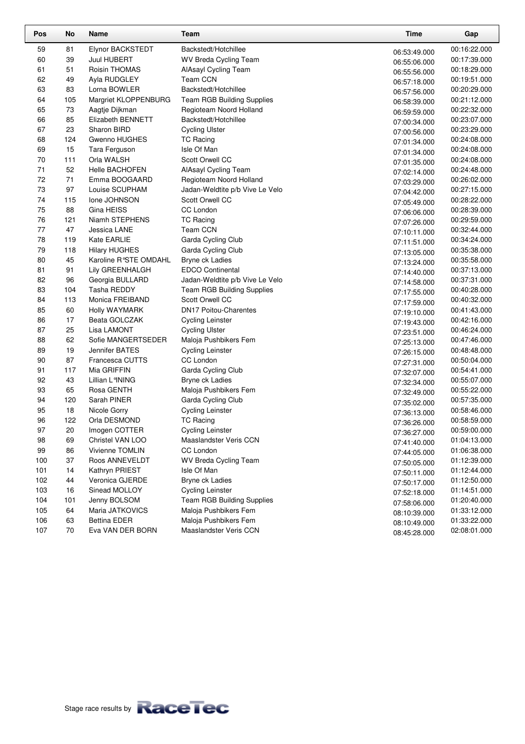| Pos | No | Name | Team | Time | Gap |
|---|---|---|---|---|---|
| 59 | 81 | Elynor BACKSTEDT | Backstedt/Hotchillee | 06:53:49.000 | 00:16:22.000 |
| 60 | 39 | Juul HUBERT | WV Breda Cycling Team | 06:55:06.000 | 00:17:39.000 |
| 61 | 51 | Roisin THOMAS | AlAsayl Cycling Team | 06:55:56.000 | 00:18:29.000 |
| 62 | 49 | Ayla RUDGLEY | Team CCN | 06:57:18.000 | 00:19:51.000 |
| 63 | 83 | Lorna BOWLER | Backstedt/Hotchillee | 06:57:56.000 | 00:20:29.000 |
| 64 | 105 | Margriet KLOPPENBURG | Team RGB Building Supplies | 06:58:39.000 | 00:21:12.000 |
| 65 | 73 | Aagtje Dijkman | Regioteam Noord Holland | 06:59:59.000 | 00:22:32.000 |
| 66 | 85 | Elizabeth BENNETT | Backstedt/Hotchillee | 07:00:34.000 | 00:23:07.000 |
| 67 | 23 | Sharon BIRD | Cycling Ulster | 07:00:56.000 | 00:23:29.000 |
| 68 | 124 | Gwenno HUGHES | TC Racing | 07:01:34.000 | 00:24:08.000 |
| 69 | 15 | Tara Ferguson | Isle Of Man | 07:01:34.000 | 00:24:08.000 |
| 70 | 111 | Orla WALSH | Scott Orwell CC | 07:01:35.000 | 00:24:08.000 |
| 71 | 52 | Helle BACHOFEN | AlAsayl Cycling Team | 07:02:14.000 | 00:24:48.000 |
| 72 | 71 | Emma BOOGAARD | Regioteam Noord Holland | 07:03:29.000 | 00:26:02.000 |
| 73 | 97 | Louise SCUPHAM | Jadan-Weldtite p/b Vive Le Velo | 07:04:42.000 | 00:27:15.000 |
| 74 | 115 | Ione JOHNSON | Scott Orwell CC | 07:05:49.000 | 00:28:22.000 |
| 75 | 88 | Gina HEISS | CC London | 07:06:06.000 | 00:28:39.000 |
| 76 | 121 | Niamh STEPHENS | TC Racing | 07:07:26.000 | 00:29:59.000 |
| 77 | 47 | Jessica LANE | Team CCN | 07:10:11.000 | 00:32:44.000 |
| 78 | 119 | Kate EARLIE | Garda Cycling Club | 07:11:51.000 | 00:34:24.000 |
| 79 | 118 | Hilary HUGHES | Garda Cycling Club | 07:13:05.000 | 00:35:38.000 |
| 80 | 45 | Karoline R°STE OMDAHL | Bryne ck Ladies | 07:13:24.000 | 00:35:58.000 |
| 81 | 91 | Lily GREENHALGH | EDCO Continental | 07:14:40.000 | 00:37:13.000 |
| 82 | 96 | Georgia BULLARD | Jadan-Weldtite p/b Vive Le Velo | 07:14:58.000 | 00:37:31.000 |
| 83 | 104 | Tasha REDDY | Team RGB Building Supplies | 07:17:55.000 | 00:40:28.000 |
| 84 | 113 | Monica FREIBAND | Scott Orwell CC | 07:17:59.000 | 00:40:32.000 |
| 85 | 60 | Holly WAYMARK | DN17 Poitou-Charentes | 07:19:10.000 | 00:41:43.000 |
| 86 | 17 | Beata GOLCZAK | Cycling Leinster | 07:19:43.000 | 00:42:16.000 |
| 87 | 25 | Lisa LAMONT | Cycling Ulster | 07:23:51.000 | 00:46:24.000 |
| 88 | 62 | Sofie MANGERTSEDER | Maloja Pushbikers Fem | 07:25:13.000 | 00:47:46.000 |
| 89 | 19 | Jennifer BATES | Cycling Leinster | 07:26:15.000 | 00:48:48.000 |
| 90 | 87 | Francesca CUTTS | CC London | 07:27:31.000 | 00:50:04.000 |
| 91 | 117 | Mia GRIFFIN | Garda Cycling Club | 07:32:07.000 | 00:54:41.000 |
| 92 | 43 | Lillian L°INING | Bryne ck Ladies | 07:32:34.000 | 00:55:07.000 |
| 93 | 65 | Rosa GENTH | Maloja Pushbikers Fem | 07:32:49.000 | 00:55:22.000 |
| 94 | 120 | Sarah PINER | Garda Cycling Club | 07:35:02.000 | 00:57:35.000 |
| 95 | 18 | Nicole Gorry | Cycling Leinster | 07:36:13.000 | 00:58:46.000 |
| 96 | 122 | Orla DESMOND | TC Racing | 07:36:26.000 | 00:58:59.000 |
| 97 | 20 | Imogen COTTER | Cycling Leinster | 07:36:27.000 | 00:59:00.000 |
| 98 | 69 | Christel VAN LOO | Maaslandster Veris CCN | 07:41:40.000 | 01:04:13.000 |
| 99 | 86 | Vivienne TOMLIN | CC London | 07:44:05.000 | 01:06:38.000 |
| 100 | 37 | Roos ANNEVELDT | WV Breda Cycling Team | 07:50:05.000 | 01:12:39.000 |
| 101 | 14 | Kathryn PRIEST | Isle Of Man | 07:50:11.000 | 01:12:44.000 |
| 102 | 44 | Veronica GJERDE | Bryne ck Ladies | 07:50:17.000 | 01:12:50.000 |
| 103 | 16 | Sinead MOLLOY | Cycling Leinster | 07:52:18.000 | 01:14:51.000 |
| 104 | 101 | Jenny BOLSOM | Team RGB Building Supplies | 07:58:06.000 | 01:20:40.000 |
| 105 | 64 | Maria JATKOVICS | Maloja Pushbikers Fem | 08:10:39.000 | 01:33:12.000 |
| 106 | 63 | Bettina EDER | Maloja Pushbikers Fem | 08:10:49.000 | 01:33:22.000 |
| 107 | 70 | Eva VAN DER BORN | Maaslandster Veris CCN | 08:45:28.000 | 02:08:01.000 |

Stage race results by RaceTec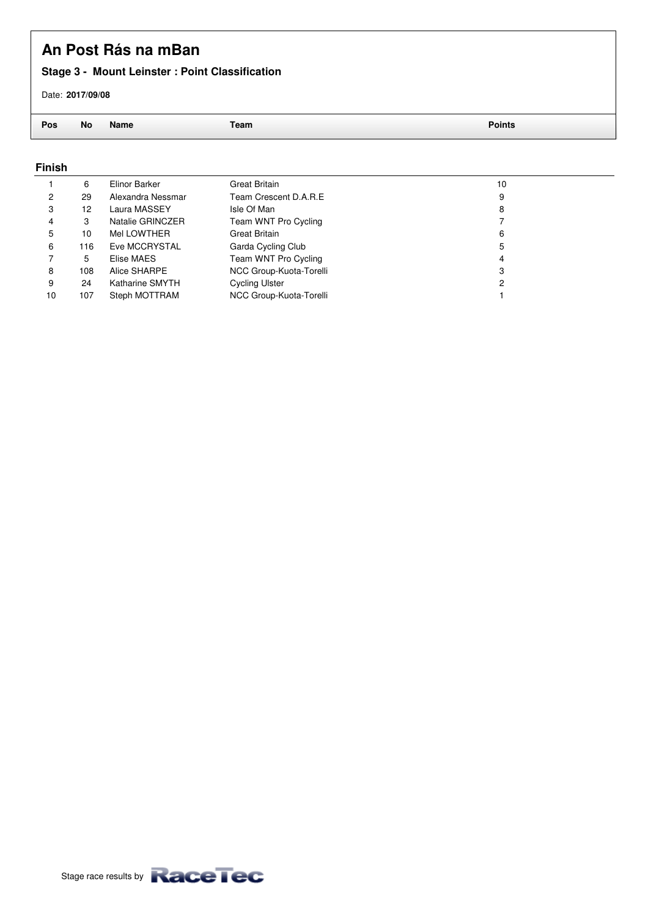# An Post Rás na mBan

**Stage 3 - Mount Leinster : Point Classification**

Date: **2017/09/08**

### Finish

| Pos | No | Name | Team | Points |
|---|---|---|---|---|
| 1 | 6 | Elinor Barker | Great Britain | 10 |
| 2 | 29 | Alexandra Nessmar | Team Crescent D.A.R.E | 9 |
| 3 | 12 | Laura MASSEY | Isle Of Man | 8 |
| 4 | 3 | Natalie GRINCZER | Team WNT Pro Cycling | 7 |
| 5 | 10 | Mel LOWTHER | Great Britain | 6 |
| 6 | 116 | Eve MCCRYSTAL | Garda Cycling Club | 5 |
| 7 | 5 | Elise MAES | Team WNT Pro Cycling | 4 |
| 8 | 108 | Alice SHARPE | NCC Group-Kuota-Torelli | 3 |
| 9 | 24 | Katharine SMYTH | Cycling Ulster | 2 |
| 10 | 107 | Steph MOTTRAM | NCC Group-Kuota-Torelli | 1 |

Stage race results by RaceTec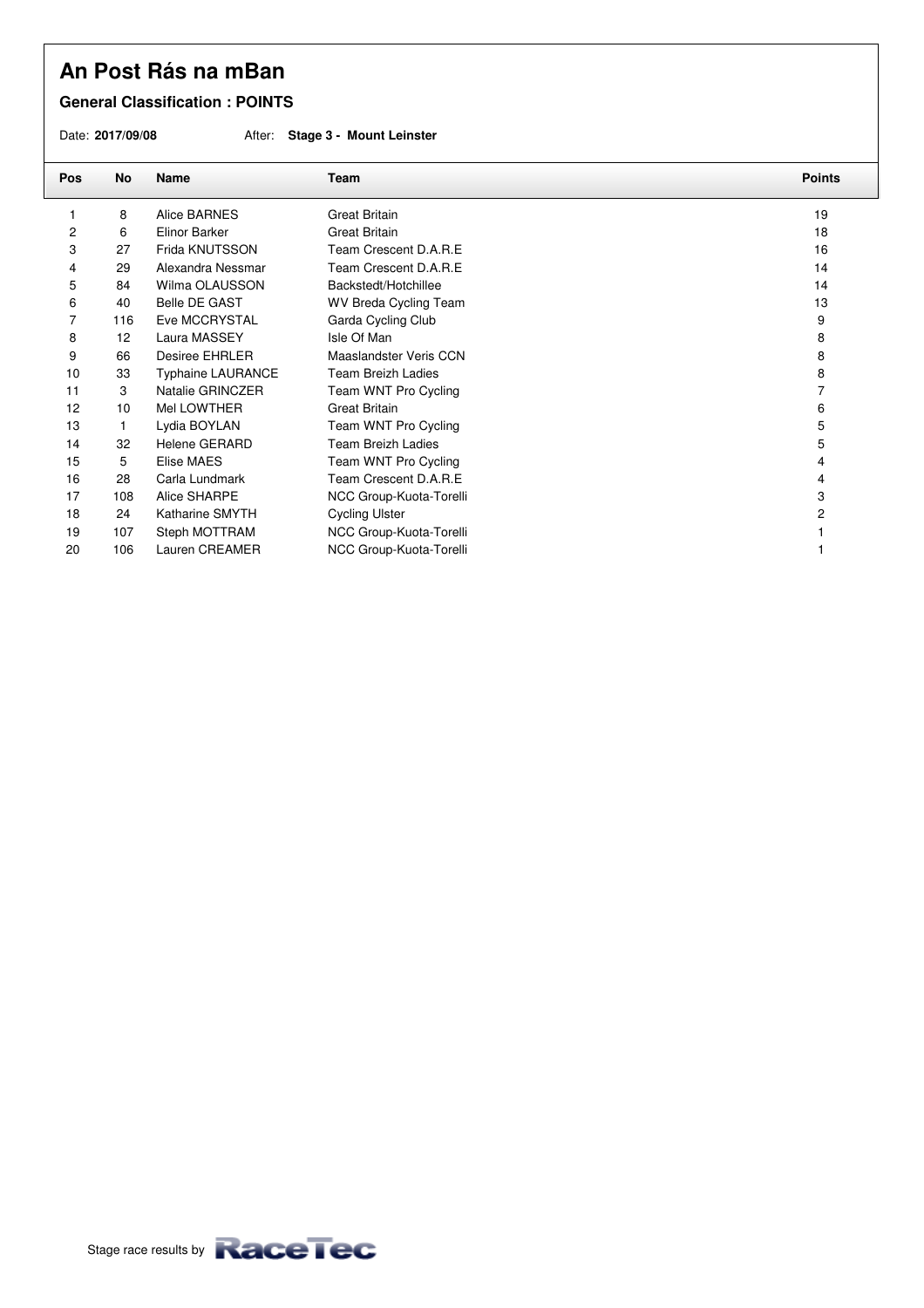# An Post Rás na mBan

## General Classification : POINTS

Date: **2017/09/08** After: **Stage 3 - Mount Leinster**

| Pos | No | Name | Team | Points |
|---|---|---|---|---|
| 1 | 8 | Alice BARNES | Great Britain | 19 |
| 2 | 6 | Elinor Barker | Great Britain | 18 |
| 3 | 27 | Frida KNUTSSON | Team Crescent D.A.R.E | 16 |
| 4 | 29 | Alexandra Nessmar | Team Crescent D.A.R.E | 14 |
| 5 | 84 | Wilma OLAUSSON | Backstedt/Hotchillee | 14 |
| 6 | 40 | Belle DE GAST | WV Breda Cycling Team | 13 |
| 7 | 116 | Eve MCCRYSTAL | Garda Cycling Club | 9 |
| 8 | 12 | Laura MASSEY | Isle Of Man | 8 |
| 9 | 66 | Desiree EHRLER | Maaslandster Veris CCN | 8 |
| 10 | 33 | Typhaine LAURANCE | Team Breizh Ladies | 8 |
| 11 | 3 | Natalie GRINCZER | Team WNT Pro Cycling | 7 |
| 12 | 10 | Mel LOWTHER | Great Britain | 6 |
| 13 | 1 | Lydia BOYLAN | Team WNT Pro Cycling | 5 |
| 14 | 32 | Helene GERARD | Team Breizh Ladies | 5 |
| 15 | 5 | Elise MAES | Team WNT Pro Cycling | 4 |
| 16 | 28 | Carla Lundmark | Team Crescent D.A.R.E | 4 |
| 17 | 108 | Alice SHARPE | NCC Group-Kuota-Torelli | 3 |
| 18 | 24 | Katharine SMYTH | Cycling Ulster | 2 |
| 19 | 107 | Steph MOTTRAM | NCC Group-Kuota-Torelli | 1 |
| 20 | 106 | Lauren CREAMER | NCC Group-Kuota-Torelli | 1 |

Stage race results by RaceTec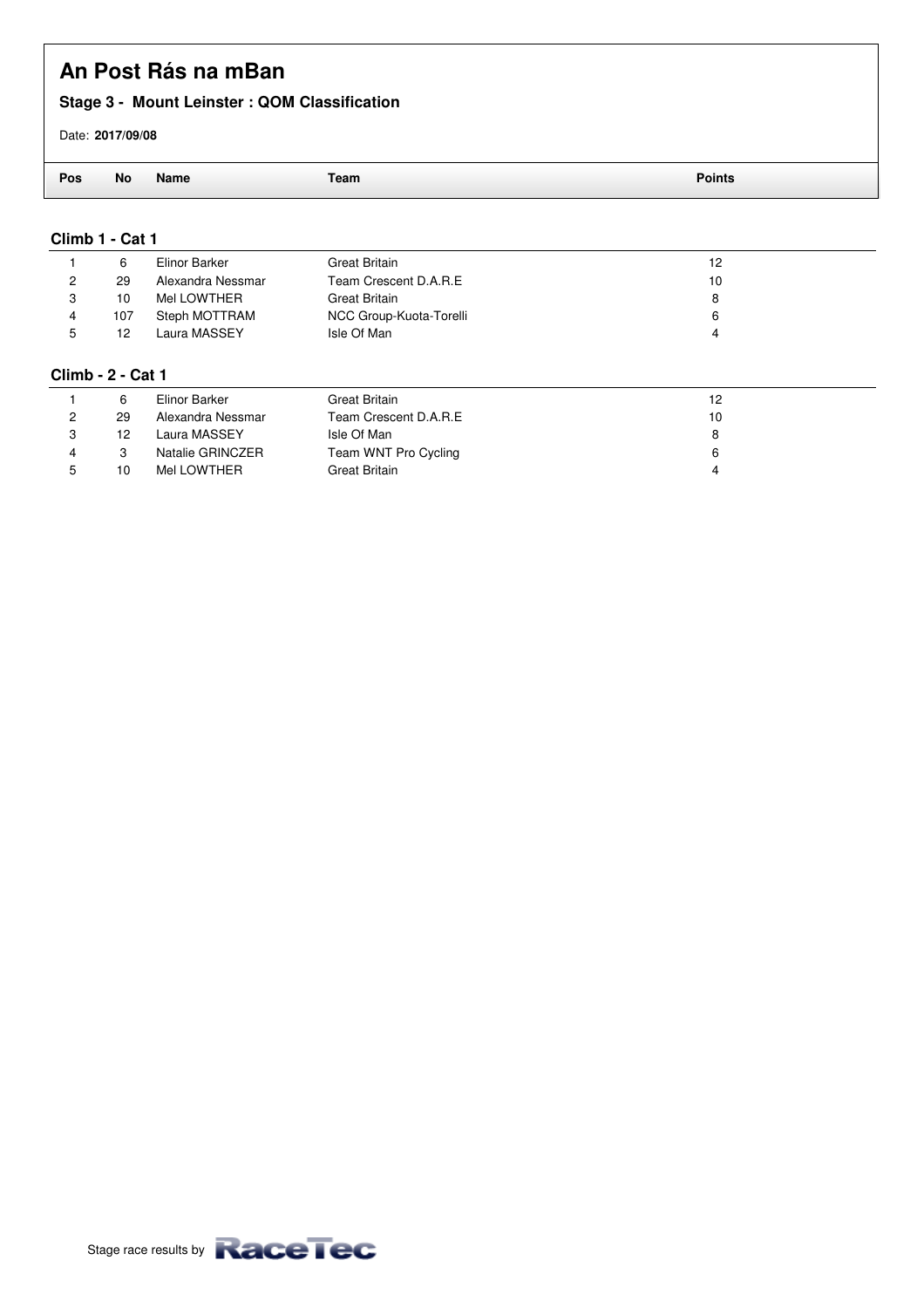# An Post Rás na mBan

## Stage 3 - Mount Leinster : QOM Classification

Date: **2017/09/08**

| Pos | No | Name | Team | Points |
|---|---|---|---|---|

### Climb 1 - Cat 1

| Pos | No | Name | Team | Points |
|---|---|---|---|---|
| 1 | 6 | Elinor Barker | Great Britain | 12 |
| 2 | 29 | Alexandra Nessmar | Team Crescent D.A.R.E | 10 |
| 3 | 10 | Mel LOWTHER | Great Britain | 8 |
| 4 | 107 | Steph MOTTRAM | NCC Group-Kuota-Torelli | 6 |
| 5 | 12 | Laura MASSEY | Isle Of Man | 4 |

### Climb - 2 - Cat 1

| Pos | No | Name | Team | Points |
|---|---|---|---|---|
| 1 | 6 | Elinor Barker | Great Britain | 12 |
| 2 | 29 | Alexandra Nessmar | Team Crescent D.A.R.E | 10 |
| 3 | 12 | Laura MASSEY | Isle Of Man | 8 |
| 4 | 3 | Natalie GRINCZER | Team WNT Pro Cycling | 6 |
| 5 | 10 | Mel LOWTHER | Great Britain | 4 |

Stage race results by RaceTec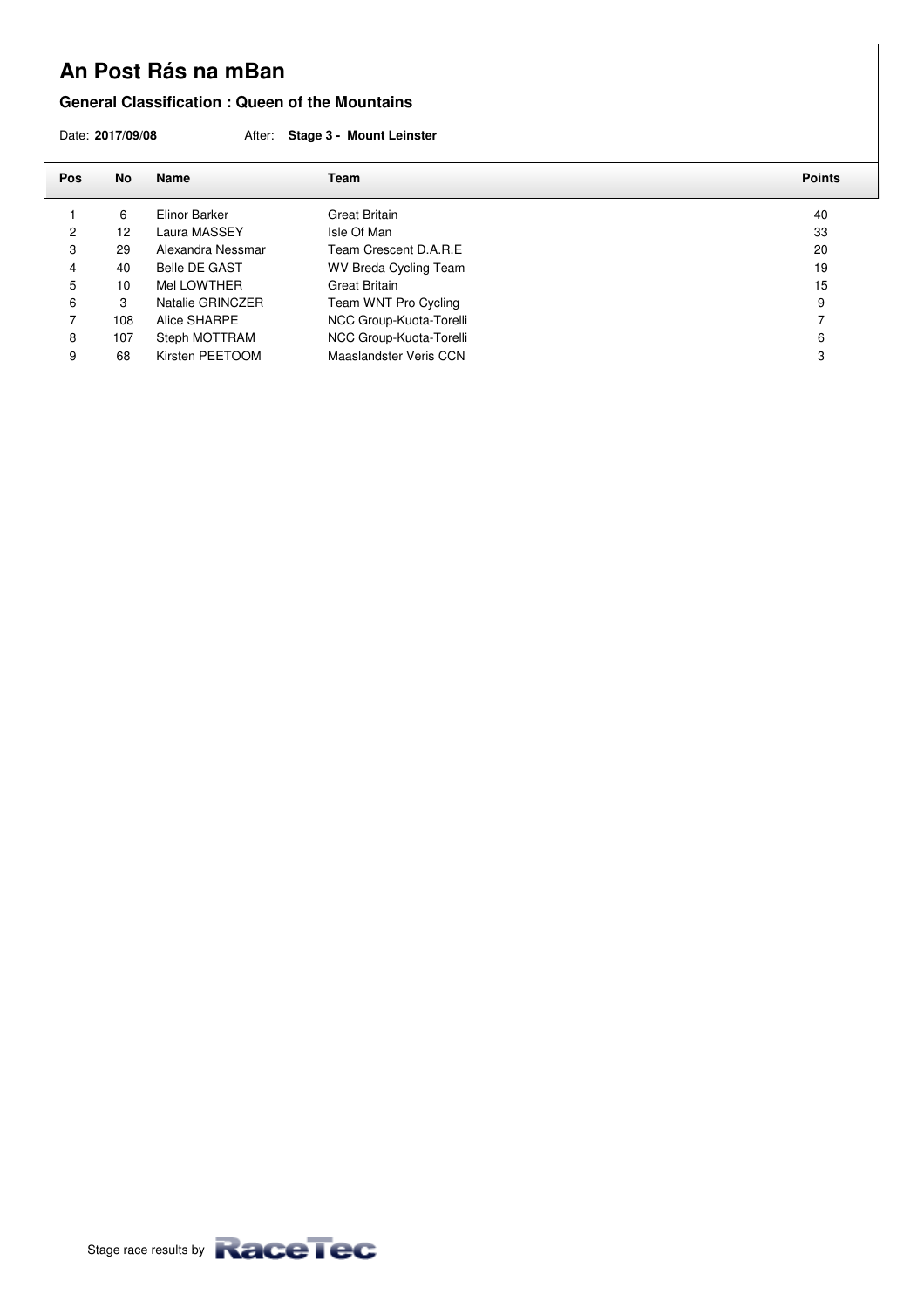# An Post Rás na mBan

**General Classification : Queen of the Mountains**

Date: **2017/09/08** After: **Stage 3 - Mount Leinster**

| Pos | No | Name | Team | Points |
|---|---|---|---|---|
| 1 | 6 | Elinor Barker | Great Britain | 40 |
| 2 | 12 | Laura MASSEY | Isle Of Man | 33 |
| 3 | 29 | Alexandra Nessmar | Team Crescent D.A.R.E | 20 |
| 4 | 40 | Belle DE GAST | WV Breda Cycling Team | 19 |
| 5 | 10 | Mel LOWTHER | Great Britain | 15 |
| 6 | 3 | Natalie GRINCZER | Team WNT Pro Cycling | 9 |
| 7 | 108 | Alice SHARPE | NCC Group-Kuota-Torelli | 7 |
| 8 | 107 | Steph MOTTRAM | NCC Group-Kuota-Torelli | 6 |
| 9 | 68 | Kirsten PEETOOM | Maaslandster Veris CCN | 3 |

Stage race results by RaceTec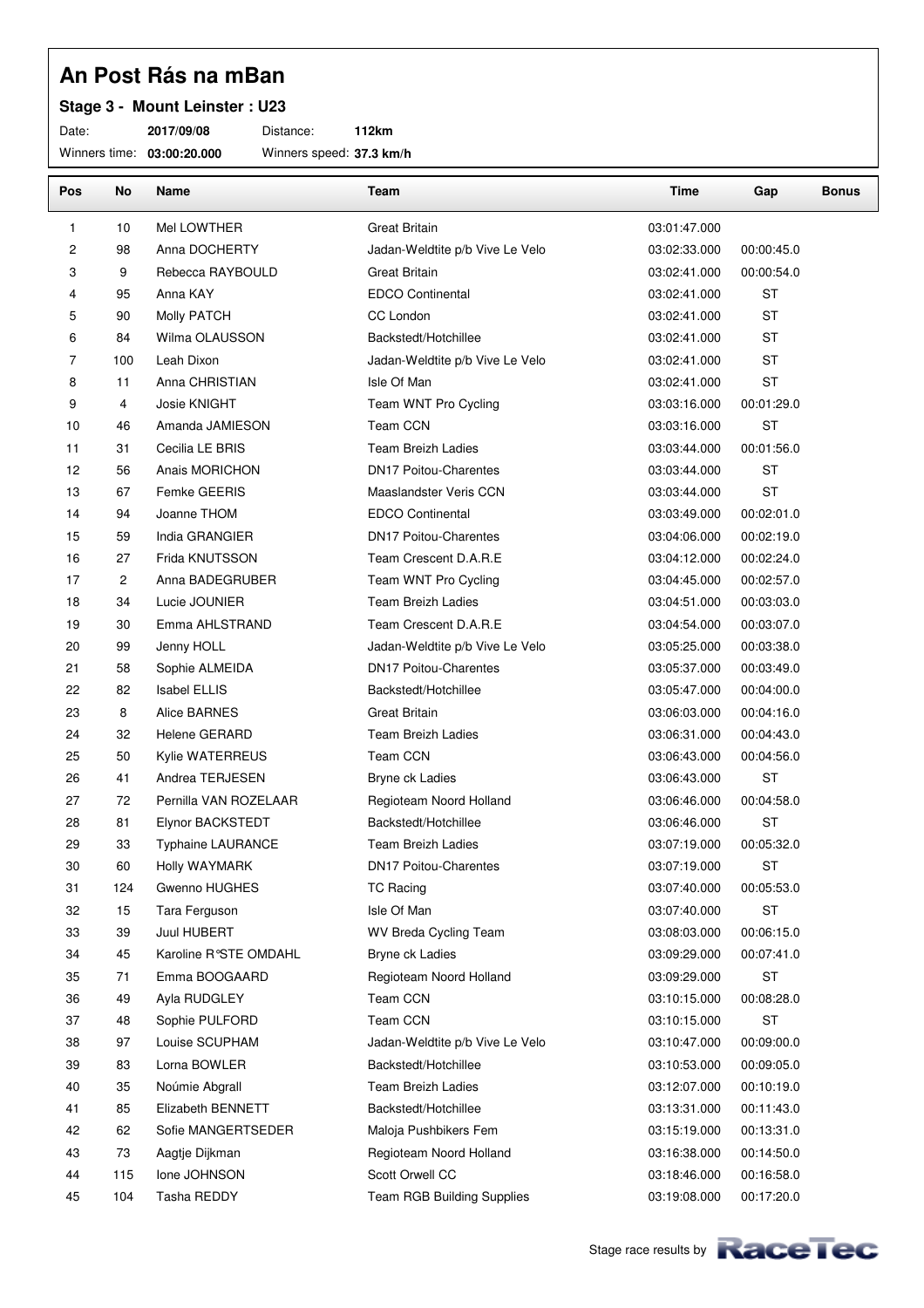# An Post Rás na mBan

## Stage 3 - Mount Leinster : U23

Date: **2017/09/08** Distance: **112km**

Winners time: **03:00:20.000** Winners speed: **37.3 km/h**

| Pos | No | Name | Team | Time | Gap | Bonus |
|---|---|---|---|---|---|---|
| 1 | 10 | Mel LOWTHER | Great Britain | 03:01:47.000 | | |
| 2 | 98 | Anna DOCHERTY | Jadan-Weldtite p/b Vive Le Velo | 03:02:33.000 | 00:00:45.0 | |
| 3 | 9 | Rebecca RAYBOULD | Great Britain | 03:02:41.000 | 00:00:54.0 | |
| 4 | 95 | Anna KAY | EDCO Continental | 03:02:41.000 | ST | |
| 5 | 90 | Molly PATCH | CC London | 03:02:41.000 | ST | |
| 6 | 84 | Wilma OLAUSSON | Backstedt/Hotchillee | 03:02:41.000 | ST | |
| 7 | 100 | Leah Dixon | Jadan-Weldtite p/b Vive Le Velo | 03:02:41.000 | ST | |
| 8 | 11 | Anna CHRISTIAN | Isle Of Man | 03:02:41.000 | ST | |
| 9 | 4 | Josie KNIGHT | Team WNT Pro Cycling | 03:03:16.000 | 00:01:29.0 | |
| 10 | 46 | Amanda JAMIESON | Team CCN | 03:03:16.000 | ST | |
| 11 | 31 | Cecilia LE BRIS | Team Breizh Ladies | 03:03:44.000 | 00:01:56.0 | |
| 12 | 56 | Anais MORICHON | DN17 Poitou-Charentes | 03:03:44.000 | ST | |
| 13 | 67 | Femke GEERIS | Maaslandster Veris CCN | 03:03:44.000 | ST | |
| 14 | 94 | Joanne THOM | EDCO Continental | 03:03:49.000 | 00:02:01.0 | |
| 15 | 59 | India GRANGIER | DN17 Poitou-Charentes | 03:04:06.000 | 00:02:19.0 | |
| 16 | 27 | Frida KNUTSSON | Team Crescent D.A.R.E | 03:04:12.000 | 00:02:24.0 | |
| 17 | 2 | Anna BADEGRUBER | Team WNT Pro Cycling | 03:04:45.000 | 00:02:57.0 | |
| 18 | 34 | Lucie JOUNIER | Team Breizh Ladies | 03:04:51.000 | 00:03:03.0 | |
| 19 | 30 | Emma AHLSTRAND | Team Crescent D.A.R.E | 03:04:54.000 | 00:03:07.0 | |
| 20 | 99 | Jenny HOLL | Jadan-Weldtite p/b Vive Le Velo | 03:05:25.000 | 00:03:38.0 | |
| 21 | 58 | Sophie ALMEIDA | DN17 Poitou-Charentes | 03:05:37.000 | 00:03:49.0 | |
| 22 | 82 | Isabel ELLIS | Backstedt/Hotchillee | 03:05:47.000 | 00:04:00.0 | |
| 23 | 8 | Alice BARNES | Great Britain | 03:06:03.000 | 00:04:16.0 | |
| 24 | 32 | Helene GERARD | Team Breizh Ladies | 03:06:31.000 | 00:04:43.0 | |
| 25 | 50 | Kylie WATERREUS | Team CCN | 03:06:43.000 | 00:04:56.0 | |
| 26 | 41 | Andrea TERJESEN | Bryne ck Ladies | 03:06:43.000 | ST | |
| 27 | 72 | Pernilla VAN ROZELAAR | Regioteam Noord Holland | 03:06:46.000 | 00:04:58.0 | |
| 28 | 81 | Elynor BACKSTEDT | Backstedt/Hotchillee | 03:06:46.000 | ST | |
| 29 | 33 | Typhaine LAURANCE | Team Breizh Ladies | 03:07:19.000 | 00:05:32.0 | |
| 30 | 60 | Holly WAYMARK | DN17 Poitou-Charentes | 03:07:19.000 | ST | |
| 31 | 124 | Gwenno HUGHES | TC Racing | 03:07:40.000 | 00:05:53.0 | |
| 32 | 15 | Tara Ferguson | Isle Of Man | 03:07:40.000 | ST | |
| 33 | 39 | Juul HUBERT | WV Breda Cycling Team | 03:08:03.000 | 00:06:15.0 | |
| 34 | 45 | Karoline R°STE OMDAHL | Bryne ck Ladies | 03:09:29.000 | 00:07:41.0 | |
| 35 | 71 | Emma BOOGAARD | Regioteam Noord Holland | 03:09:29.000 | ST | |
| 36 | 49 | Ayla RUDGLEY | Team CCN | 03:10:15.000 | 00:08:28.0 | |
| 37 | 48 | Sophie PULFORD | Team CCN | 03:10:15.000 | ST | |
| 38 | 97 | Louise SCUPHAM | Jadan-Weldtite p/b Vive Le Velo | 03:10:47.000 | 00:09:00.0 | |
| 39 | 83 | Lorna BOWLER | Backstedt/Hotchillee | 03:10:53.000 | 00:09:05.0 | |
| 40 | 35 | Noúmie Abgrall | Team Breizh Ladies | 03:12:07.000 | 00:10:19.0 | |
| 41 | 85 | Elizabeth BENNETT | Backstedt/Hotchillee | 03:13:31.000 | 00:11:43.0 | |
| 42 | 62 | Sofie MANGERTSEDER | Maloja Pushbikers Fem | 03:15:19.000 | 00:13:31.0 | |
| 43 | 73 | Aagtje Dijkman | Regioteam Noord Holland | 03:16:38.000 | 00:14:50.0 | |
| 44 | 115 | Ione JOHNSON | Scott Orwell CC | 03:18:46.000 | 00:16:58.0 | |
| 45 | 104 | Tasha REDDY | Team RGB Building Supplies | 03:19:08.000 | 00:17:20.0 | |

Stage race results by RaceTec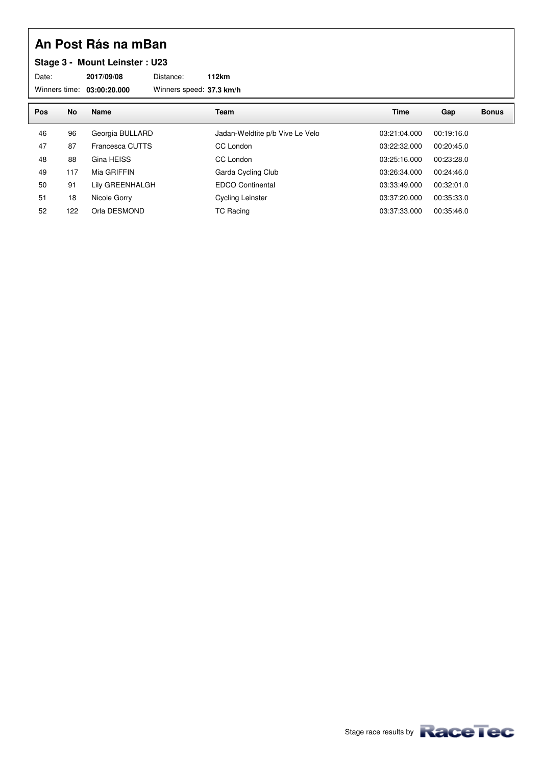# An Post Rás na mBan

## Stage 3 - Mount Leinster : U23

Date: **2017/09/08** Distance: **112km**

Winners time: **03:00:20.000** Winners speed: **37.3 km/h**

| Pos | No | Name | Team | Time | Gap | Bonus |
|---|---|---|---|---|---|---|
| 46 | 96 | Georgia BULLARD | Jadan-Weldtite p/b Vive Le Velo | 03:21:04.000 | 00:19:16.0 | |
| 47 | 87 | Francesca CUTTS | CC London | 03:22:32.000 | 00:20:45.0 | |
| 48 | 88 | Gina HEISS | CC London | 03:25:16.000 | 00:23:28.0 | |
| 49 | 117 | Mia GRIFFIN | Garda Cycling Club | 03:26:34.000 | 00:24:46.0 | |
| 50 | 91 | Lily GREENHALGH | EDCO Continental | 03:33:49.000 | 00:32:01.0 | |
| 51 | 18 | Nicole Gorry | Cycling Leinster | 03:37:20.000 | 00:35:33.0 | |
| 52 | 122 | Orla DESMOND | TC Racing | 03:37:33.000 | 00:35:46.0 | |

Stage race results by RaceTec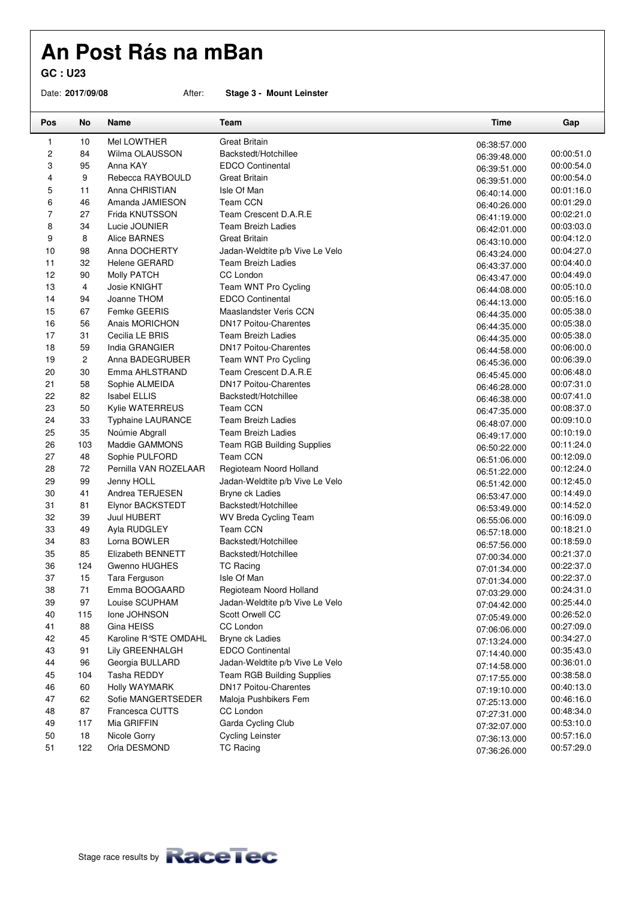# An Post Rás na mBan

**GC : U23**

Date: **2017/09/08** After: **Stage 3 - Mount Leinster**

| Pos | No | Name | Team | Time | Gap |
|---|---|---|---|---|---|
| 1 | 10 | Mel LOWTHER | Great Britain | 06:38:57.000 | |
| 2 | 84 | Wilma OLAUSSON | Backstedt/Hotchillee | 06:39:48.000 | 00:00:51.0 |
| 3 | 95 | Anna KAY | EDCO Continental | 06:39:51.000 | 00:00:54.0 |
| 4 | 9 | Rebecca RAYBOULD | Great Britain | 06:39:51.000 | 00:00:54.0 |
| 5 | 11 | Anna CHRISTIAN | Isle Of Man | 06:40:14.000 | 00:01:16.0 |
| 6 | 46 | Amanda JAMIESON | Team CCN | 06:40:26.000 | 00:01:29.0 |
| 7 | 27 | Frida KNUTSSON | Team Crescent D.A.R.E | 06:41:19.000 | 00:02:21.0 |
| 8 | 34 | Lucie JOUNIER | Team Breizh Ladies | 06:42:01.000 | 00:03:03.0 |
| 9 | 8 | Alice BARNES | Great Britain | 06:43:10.000 | 00:04:12.0 |
| 10 | 98 | Anna DOCHERTY | Jadan-Weldtite p/b Vive Le Velo | 06:43:24.000 | 00:04:27.0 |
| 11 | 32 | Helene GERARD | Team Breizh Ladies | 06:43:37.000 | 00:04:40.0 |
| 12 | 90 | Molly PATCH | CC London | 06:43:47.000 | 00:04:49.0 |
| 13 | 4 | Josie KNIGHT | Team WNT Pro Cycling | 06:44:08.000 | 00:05:10.0 |
| 14 | 94 | Joanne THOM | EDCO Continental | 06:44:13.000 | 00:05:16.0 |
| 15 | 67 | Femke GEERIS | Maaslandster Veris CCN | 06:44:35.000 | 00:05:38.0 |
| 16 | 56 | Anais MORICHON | DN17 Poitou-Charentes | 06:44:35.000 | 00:05:38.0 |
| 17 | 31 | Cecilia LE BRIS | Team Breizh Ladies | 06:44:35.000 | 00:05:38.0 |
| 18 | 59 | India GRANGIER | DN17 Poitou-Charentes | 06:44:58.000 | 00:06:00.0 |
| 19 | 2 | Anna BADEGRUBER | Team WNT Pro Cycling | 06:45:36.000 | 00:06:39.0 |
| 20 | 30 | Emma AHLSTRAND | Team Crescent D.A.R.E | 06:45:45.000 | 00:06:48.0 |
| 21 | 58 | Sophie ALMEIDA | DN17 Poitou-Charentes | 06:46:28.000 | 00:07:31.0 |
| 22 | 82 | Isabel ELLIS | Backstedt/Hotchillee | 06:46:38.000 | 00:07:41.0 |
| 23 | 50 | Kylie WATERREUS | Team CCN | 06:47:35.000 | 00:08:37.0 |
| 24 | 33 | Typhaine LAURANCE | Team Breizh Ladies | 06:48:07.000 | 00:09:10.0 |
| 25 | 35 | Noúmie Abgrall | Team Breizh Ladies | 06:49:17.000 | 00:10:19.0 |
| 26 | 103 | Maddie GAMMONS | Team RGB Building Supplies | 06:50:22.000 | 00:11:24.0 |
| 27 | 48 | Sophie PULFORD | Team CCN | 06:51:06.000 | 00:12:09.0 |
| 28 | 72 | Pernilla VAN ROZELAAR | Regioteam Noord Holland | 06:51:22.000 | 00:12:24.0 |
| 29 | 99 | Jenny HOLL | Jadan-Weldtite p/b Vive Le Velo | 06:51:42.000 | 00:12:45.0 |
| 30 | 41 | Andrea TERJESEN | Bryne ck Ladies | 06:53:47.000 | 00:14:49.0 |
| 31 | 81 | Elynor BACKSTEDT | Backstedt/Hotchillee | 06:53:49.000 | 00:14:52.0 |
| 32 | 39 | Juul HUBERT | WV Breda Cycling Team | 06:55:06.000 | 00:16:09.0 |
| 33 | 49 | Ayla RUDGLEY | Team CCN | 06:57:18.000 | 00:18:21.0 |
| 34 | 83 | Lorna BOWLER | Backstedt/Hotchillee | 06:57:56.000 | 00:18:59.0 |
| 35 | 85 | Elizabeth BENNETT | Backstedt/Hotchillee | 07:00:34.000 | 00:21:37.0 |
| 36 | 124 | Gwenno HUGHES | TC Racing | 07:01:34.000 | 00:22:37.0 |
| 37 | 15 | Tara Ferguson | Isle Of Man | 07:01:34.000 | 00:22:37.0 |
| 38 | 71 | Emma BOOGAARD | Regioteam Noord Holland | 07:03:29.000 | 00:24:31.0 |
| 39 | 97 | Louise SCUPHAM | Jadan-Weldtite p/b Vive Le Velo | 07:04:42.000 | 00:25:44.0 |
| 40 | 115 | Ione JOHNSON | Scott Orwell CC | 07:05:49.000 | 00:26:52.0 |
| 41 | 88 | Gina HEISS | CC London | 07:06:06.000 | 00:27:09.0 |
| 42 | 45 | Karoline R°STE OMDAHL | Bryne ck Ladies | 07:13:24.000 | 00:34:27.0 |
| 43 | 91 | Lily GREENHALGH | EDCO Continental | 07:14:40.000 | 00:35:43.0 |
| 44 | 96 | Georgia BULLARD | Jadan-Weldtite p/b Vive Le Velo | 07:14:58.000 | 00:36:01.0 |
| 45 | 104 | Tasha REDDY | Team RGB Building Supplies | 07:17:55.000 | 00:38:58.0 |
| 46 | 60 | Holly WAYMARK | DN17 Poitou-Charentes | 07:19:10.000 | 00:40:13.0 |
| 47 | 62 | Sofie MANGERTSEDER | Maloja Pushbikers Fem | 07:25:13.000 | 00:46:16.0 |
| 48 | 87 | Francesca CUTTS | CC London | 07:27:31.000 | 00:48:34.0 |
| 49 | 117 | Mia GRIFFIN | Garda Cycling Club | 07:32:07.000 | 00:53:10.0 |
| 50 | 18 | Nicole Gorry | Cycling Leinster | 07:36:13.000 | 00:57:16.0 |
| 51 | 122 | Orla DESMOND | TC Racing | 07:36:26.000 | 00:57:29.0 |

Stage race results by RaceTec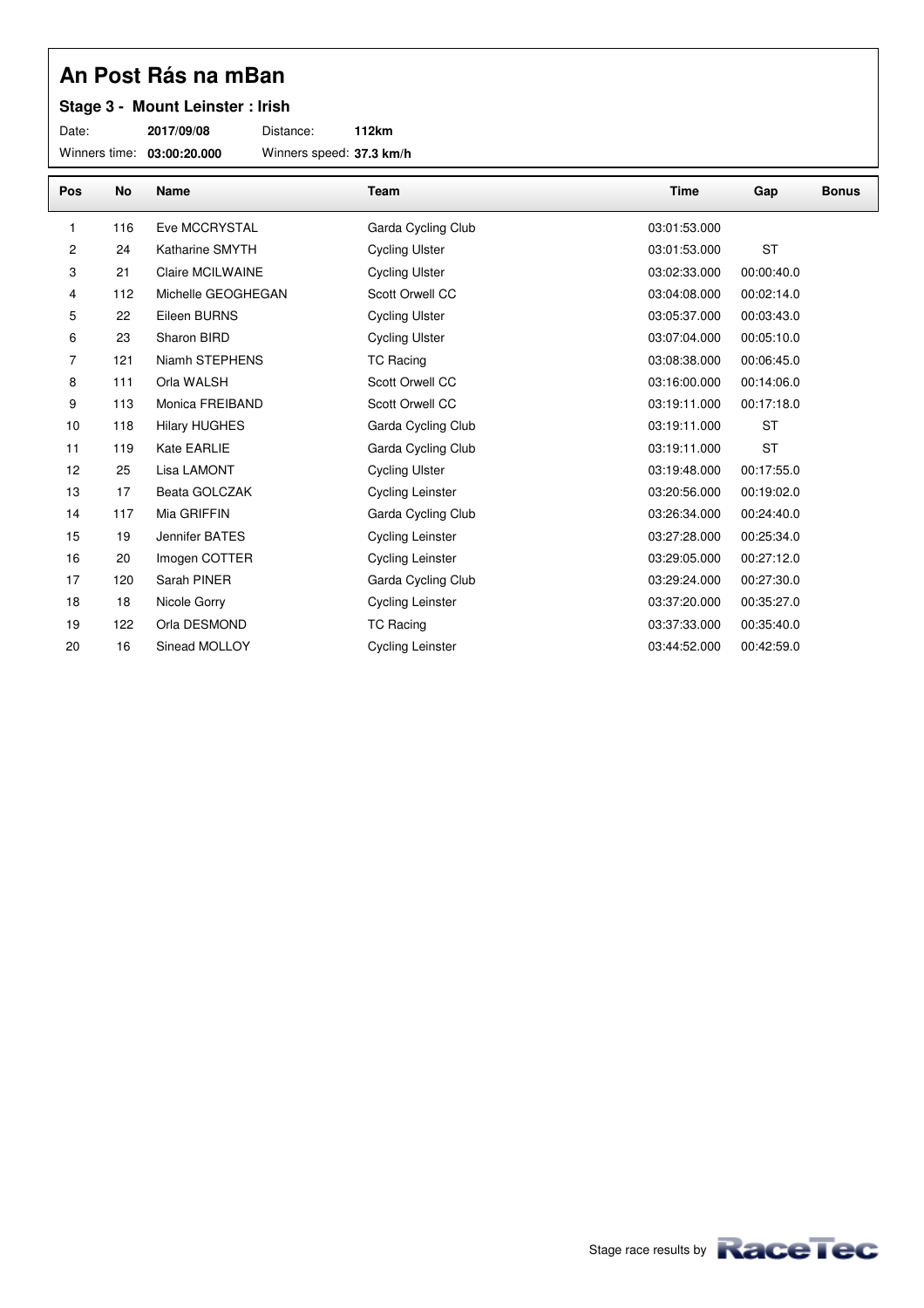# An Post Rás na mBan

### Stage 3 - Mount Leinster : Irish

Date: **2017/09/08** Distance: **112km**

Winners time: **03:00:20.000** Winners speed: **37.3 km/h**

| Pos | No | Name | Team | Time | Gap | Bonus |
|---|---|---|---|---|---|---|
| 1 | 116 | Eve MCCRYSTAL | Garda Cycling Club | 03:01:53.000 | | |
| 2 | 24 | Katharine SMYTH | Cycling Ulster | 03:01:53.000 | ST | |
| 3 | 21 | Claire MCILWAINE | Cycling Ulster | 03:02:33.000 | 00:00:40.0 | |
| 4 | 112 | Michelle GEOGHEGAN | Scott Orwell CC | 03:04:08.000 | 00:02:14.0 | |
| 5 | 22 | Eileen BURNS | Cycling Ulster | 03:05:37.000 | 00:03:43.0 | |
| 6 | 23 | Sharon BIRD | Cycling Ulster | 03:07:04.000 | 00:05:10.0 | |
| 7 | 121 | Niamh STEPHENS | TC Racing | 03:08:38.000 | 00:06:45.0 | |
| 8 | 111 | Orla WALSH | Scott Orwell CC | 03:16:00.000 | 00:14:06.0 | |
| 9 | 113 | Monica FREIBAND | Scott Orwell CC | 03:19:11.000 | 00:17:18.0 | |
| 10 | 118 | Hilary HUGHES | Garda Cycling Club | 03:19:11.000 | ST | |
| 11 | 119 | Kate EARLIE | Garda Cycling Club | 03:19:11.000 | ST | |
| 12 | 25 | Lisa LAMONT | Cycling Ulster | 03:19:48.000 | 00:17:55.0 | |
| 13 | 17 | Beata GOLCZAK | Cycling Leinster | 03:20:56.000 | 00:19:02.0 | |
| 14 | 117 | Mia GRIFFIN | Garda Cycling Club | 03:26:34.000 | 00:24:40.0 | |
| 15 | 19 | Jennifer BATES | Cycling Leinster | 03:27:28.000 | 00:25:34.0 | |
| 16 | 20 | Imogen COTTER | Cycling Leinster | 03:29:05.000 | 00:27:12.0 | |
| 17 | 120 | Sarah PINER | Garda Cycling Club | 03:29:24.000 | 00:27:30.0 | |
| 18 | 18 | Nicole Gorry | Cycling Leinster | 03:37:20.000 | 00:35:27.0 | |
| 19 | 122 | Orla DESMOND | TC Racing | 03:37:33.000 | 00:35:40.0 | |
| 20 | 16 | Sinead MOLLOY | Cycling Leinster | 03:44:52.000 | 00:42:59.0 | |

Stage race results by RaceTec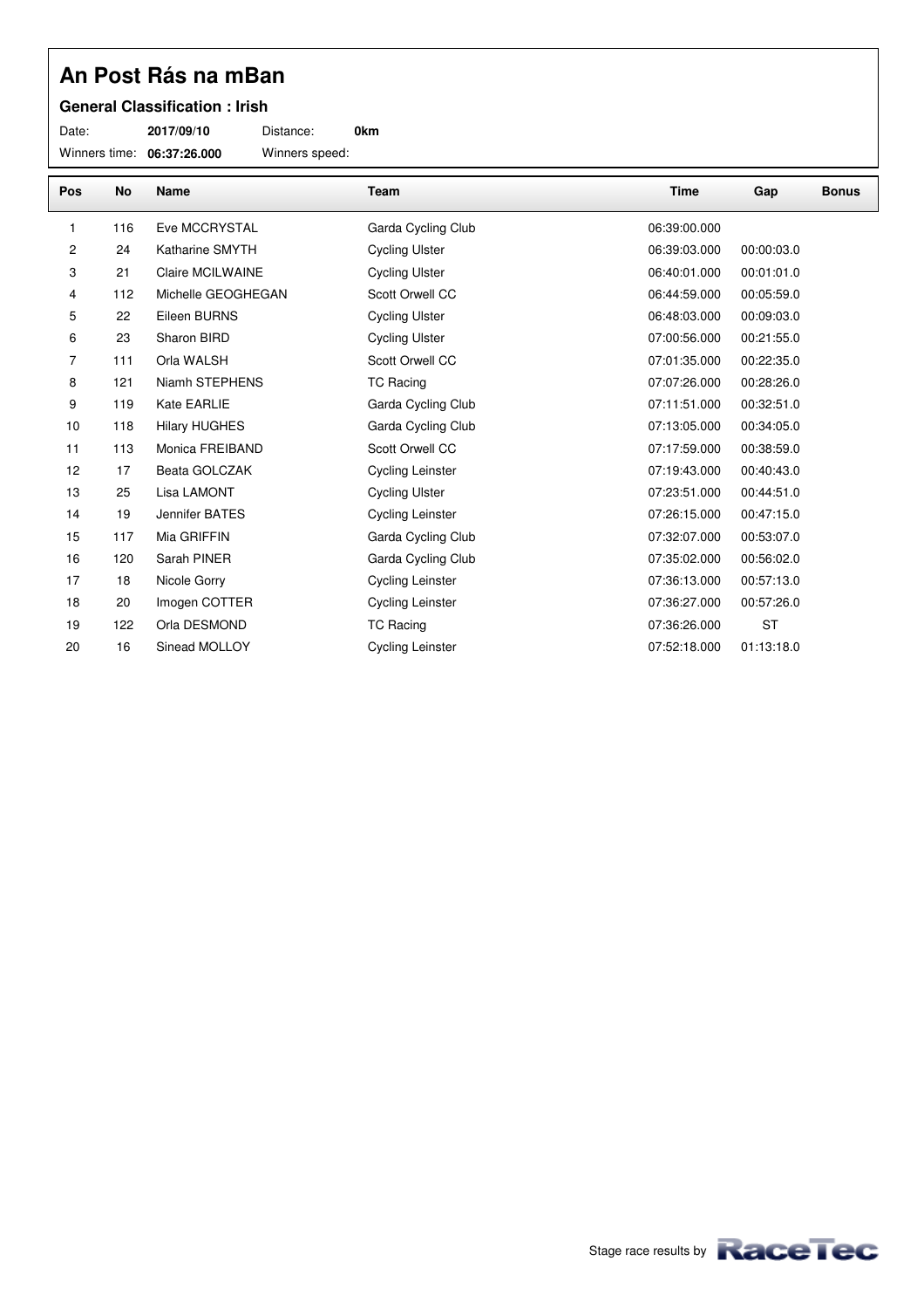# An Post Rás na mBan

## General Classification : Irish

Date: **2017/09/10** Distance: **0km**

Winners time: **06:37:26.000** Winners speed:

| Pos | No | Name | Team | Time | Gap | Bonus |
|---|---|---|---|---|---|---|
| 1 | 116 | Eve MCCRYSTAL | Garda Cycling Club | 06:39:00.000 | | |
| 2 | 24 | Katharine SMYTH | Cycling Ulster | 06:39:03.000 | 00:00:03.0 | |
| 3 | 21 | Claire MCILWAINE | Cycling Ulster | 06:40:01.000 | 00:01:01.0 | |
| 4 | 112 | Michelle GEOGHEGAN | Scott Orwell CC | 06:44:59.000 | 00:05:59.0 | |
| 5 | 22 | Eileen BURNS | Cycling Ulster | 06:48:03.000 | 00:09:03.0 | |
| 6 | 23 | Sharon BIRD | Cycling Ulster | 07:00:56.000 | 00:21:55.0 | |
| 7 | 111 | Orla WALSH | Scott Orwell CC | 07:01:35.000 | 00:22:35.0 | |
| 8 | 121 | Niamh STEPHENS | TC Racing | 07:07:26.000 | 00:28:26.0 | |
| 9 | 119 | Kate EARLIE | Garda Cycling Club | 07:11:51.000 | 00:32:51.0 | |
| 10 | 118 | Hilary HUGHES | Garda Cycling Club | 07:13:05.000 | 00:34:05.0 | |
| 11 | 113 | Monica FREIBAND | Scott Orwell CC | 07:17:59.000 | 00:38:59.0 | |
| 12 | 17 | Beata GOLCZAK | Cycling Leinster | 07:19:43.000 | 00:40:43.0 | |
| 13 | 25 | Lisa LAMONT | Cycling Ulster | 07:23:51.000 | 00:44:51.0 | |
| 14 | 19 | Jennifer BATES | Cycling Leinster | 07:26:15.000 | 00:47:15.0 | |
| 15 | 117 | Mia GRIFFIN | Garda Cycling Club | 07:32:07.000 | 00:53:07.0 | |
| 16 | 120 | Sarah PINER | Garda Cycling Club | 07:35:02.000 | 00:56:02.0 | |
| 17 | 18 | Nicole Gorry | Cycling Leinster | 07:36:13.000 | 00:57:13.0 | |
| 18 | 20 | Imogen COTTER | Cycling Leinster | 07:36:27.000 | 00:57:26.0 | |
| 19 | 122 | Orla DESMOND | TC Racing | 07:36:26.000 | ST | |
| 20 | 16 | Sinead MOLLOY | Cycling Leinster | 07:52:18.000 | 01:13:18.0 | |

Stage race results by RaceTec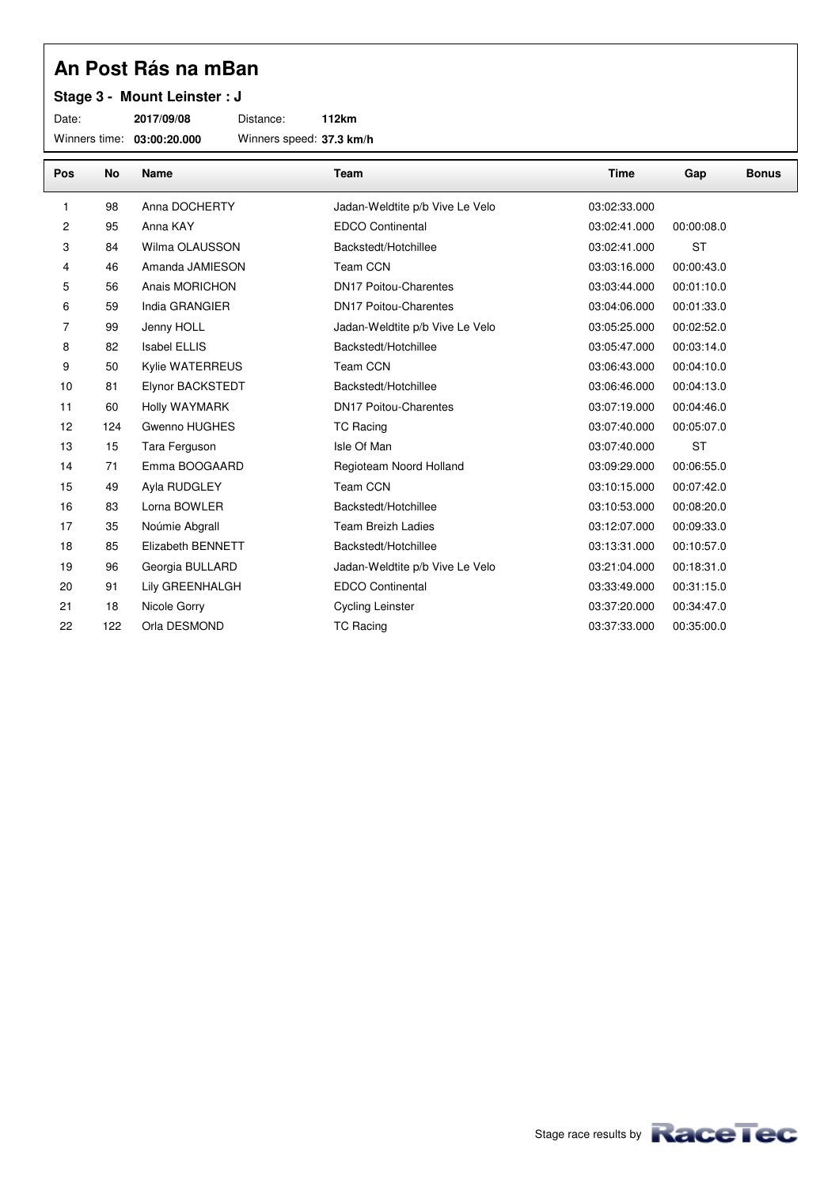# An Post Rás na mBan

**Stage 3 - Mount Leinster : J**

Date: **2017/09/08** Distance: **112km**

Winners time: **03:00:20.000** Winners speed: **37.3 km/h**

| Pos | No | Name | Team | Time | Gap | Bonus |
|---|---|---|---|---|---|---|
| 1 | 98 | Anna DOCHERTY | Jadan-Weldtite p/b Vive Le Velo | 03:02:33.000 | | |
| 2 | 95 | Anna KAY | EDCO Continental | 03:02:41.000 | 00:00:08.0 | |
| 3 | 84 | Wilma OLAUSSON | Backstedt/Hotchillee | 03:02:41.000 | ST | |
| 4 | 46 | Amanda JAMIESON | Team CCN | 03:03:16.000 | 00:00:43.0 | |
| 5 | 56 | Anais MORICHON | DN17 Poitou-Charentes | 03:03:44.000 | 00:01:10.0 | |
| 6 | 59 | India GRANGIER | DN17 Poitou-Charentes | 03:04:06.000 | 00:01:33.0 | |
| 7 | 99 | Jenny HOLL | Jadan-Weldtite p/b Vive Le Velo | 03:05:25.000 | 00:02:52.0 | |
| 8 | 82 | Isabel ELLIS | Backstedt/Hotchillee | 03:05:47.000 | 00:03:14.0 | |
| 9 | 50 | Kylie WATERREUS | Team CCN | 03:06:43.000 | 00:04:10.0 | |
| 10 | 81 | Elynor BACKSTEDT | Backstedt/Hotchillee | 03:06:46.000 | 00:04:13.0 | |
| 11 | 60 | Holly WAYMARK | DN17 Poitou-Charentes | 03:07:19.000 | 00:04:46.0 | |
| 12 | 124 | Gwenno HUGHES | TC Racing | 03:07:40.000 | 00:05:07.0 | |
| 13 | 15 | Tara Ferguson | Isle Of Man | 03:07:40.000 | ST | |
| 14 | 71 | Emma BOOGAARD | Regioteam Noord Holland | 03:09:29.000 | 00:06:55.0 | |
| 15 | 49 | Ayla RUDGLEY | Team CCN | 03:10:15.000 | 00:07:42.0 | |
| 16 | 83 | Lorna BOWLER | Backstedt/Hotchillee | 03:10:53.000 | 00:08:20.0 | |
| 17 | 35 | Noúmie Abgrall | Team Breizh Ladies | 03:12:07.000 | 00:09:33.0 | |
| 18 | 85 | Elizabeth BENNETT | Backstedt/Hotchillee | 03:13:31.000 | 00:10:57.0 | |
| 19 | 96 | Georgia BULLARD | Jadan-Weldtite p/b Vive Le Velo | 03:21:04.000 | 00:18:31.0 | |
| 20 | 91 | Lily GREENHALGH | EDCO Continental | 03:33:49.000 | 00:31:15.0 | |
| 21 | 18 | Nicole Gorry | Cycling Leinster | 03:37:20.000 | 00:34:47.0 | |
| 22 | 122 | Orla DESMOND | TC Racing | 03:37:33.000 | 00:35:00.0 | |

Stage race results by RaceTec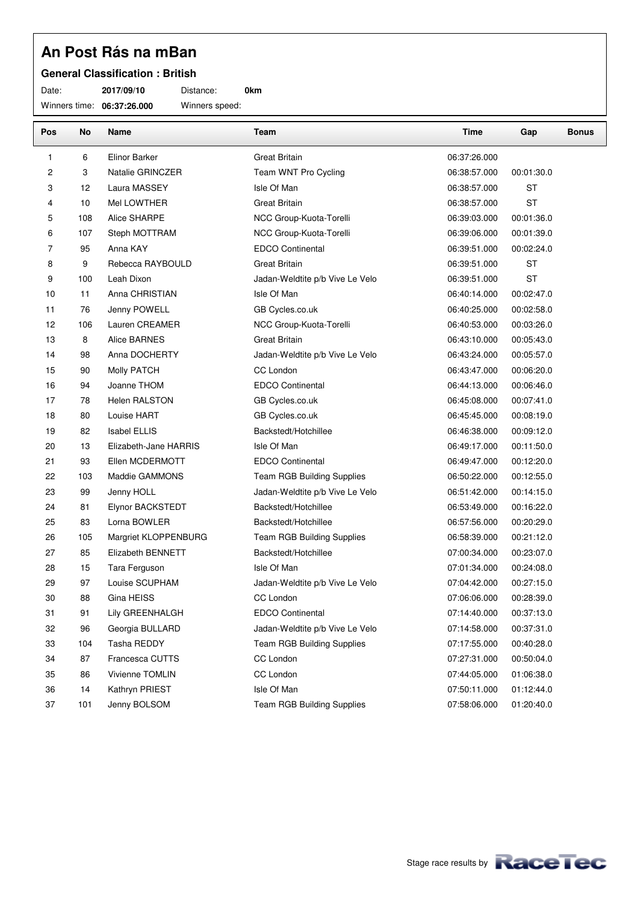# An Post Rás na mBan

## General Classification : British

Date: **2017/09/10** Distance: **0km**

Winners time: **06:37:26.000** Winners speed:

| Pos | No | Name | Team | Time | Gap | Bonus |
|---|---|---|---|---|---|---|
| 1 | 6 | Elinor Barker | Great Britain | 06:37:26.000 | | |
| 2 | 3 | Natalie GRINCZER | Team WNT Pro Cycling | 06:38:57.000 | 00:01:30.0 | |
| 3 | 12 | Laura MASSEY | Isle Of Man | 06:38:57.000 | ST | |
| 4 | 10 | Mel LOWTHER | Great Britain | 06:38:57.000 | ST | |
| 5 | 108 | Alice SHARPE | NCC Group-Kuota-Torelli | 06:39:03.000 | 00:01:36.0 | |
| 6 | 107 | Steph MOTTRAM | NCC Group-Kuota-Torelli | 06:39:06.000 | 00:01:39.0 | |
| 7 | 95 | Anna KAY | EDCO Continental | 06:39:51.000 | 00:02:24.0 | |
| 8 | 9 | Rebecca RAYBOULD | Great Britain | 06:39:51.000 | ST | |
| 9 | 100 | Leah Dixon | Jadan-Weldtite p/b Vive Le Velo | 06:39:51.000 | ST | |
| 10 | 11 | Anna CHRISTIAN | Isle Of Man | 06:40:14.000 | 00:02:47.0 | |
| 11 | 76 | Jenny POWELL | GB Cycles.co.uk | 06:40:25.000 | 00:02:58.0 | |
| 12 | 106 | Lauren CREAMER | NCC Group-Kuota-Torelli | 06:40:53.000 | 00:03:26.0 | |
| 13 | 8 | Alice BARNES | Great Britain | 06:43:10.000 | 00:05:43.0 | |
| 14 | 98 | Anna DOCHERTY | Jadan-Weldtite p/b Vive Le Velo | 06:43:24.000 | 00:05:57.0 | |
| 15 | 90 | Molly PATCH | CC London | 06:43:47.000 | 00:06:20.0 | |
| 16 | 94 | Joanne THOM | EDCO Continental | 06:44:13.000 | 00:06:46.0 | |
| 17 | 78 | Helen RALSTON | GB Cycles.co.uk | 06:45:08.000 | 00:07:41.0 | |
| 18 | 80 | Louise HART | GB Cycles.co.uk | 06:45:45.000 | 00:08:19.0 | |
| 19 | 82 | Isabel ELLIS | Backstedt/Hotchillee | 06:46:38.000 | 00:09:12.0 | |
| 20 | 13 | Elizabeth-Jane HARRIS | Isle Of Man | 06:49:17.000 | 00:11:50.0 | |
| 21 | 93 | Ellen MCDERMOTT | EDCO Continental | 06:49:47.000 | 00:12:20.0 | |
| 22 | 103 | Maddie GAMMONS | Team RGB Building Supplies | 06:50:22.000 | 00:12:55.0 | |
| 23 | 99 | Jenny HOLL | Jadan-Weldtite p/b Vive Le Velo | 06:51:42.000 | 00:14:15.0 | |
| 24 | 81 | Elynor BACKSTEDT | Backstedt/Hotchillee | 06:53:49.000 | 00:16:22.0 | |
| 25 | 83 | Lorna BOWLER | Backstedt/Hotchillee | 06:57:56.000 | 00:20:29.0 | |
| 26 | 105 | Margriet KLOPPENBURG | Team RGB Building Supplies | 06:58:39.000 | 00:21:12.0 | |
| 27 | 85 | Elizabeth BENNETT | Backstedt/Hotchillee | 07:00:34.000 | 00:23:07.0 | |
| 28 | 15 | Tara Ferguson | Isle Of Man | 07:01:34.000 | 00:24:08.0 | |
| 29 | 97 | Louise SCUPHAM | Jadan-Weldtite p/b Vive Le Velo | 07:04:42.000 | 00:27:15.0 | |
| 30 | 88 | Gina HEISS | CC London | 07:06:06.000 | 00:28:39.0 | |
| 31 | 91 | Lily GREENHALGH | EDCO Continental | 07:14:40.000 | 00:37:13.0 | |
| 32 | 96 | Georgia BULLARD | Jadan-Weldtite p/b Vive Le Velo | 07:14:58.000 | 00:37:31.0 | |
| 33 | 104 | Tasha REDDY | Team RGB Building Supplies | 07:17:55.000 | 00:40:28.0 | |
| 34 | 87 | Francesca CUTTS | CC London | 07:27:31.000 | 00:50:04.0 | |
| 35 | 86 | Vivienne TOMLIN | CC London | 07:44:05.000 | 01:06:38.0 | |
| 36 | 14 | Kathryn PRIEST | Isle Of Man | 07:50:11.000 | 01:12:44.0 | |
| 37 | 101 | Jenny BOLSOM | Team RGB Building Supplies | 07:58:06.000 | 01:20:40.0 | |

Stage race results by RaceTec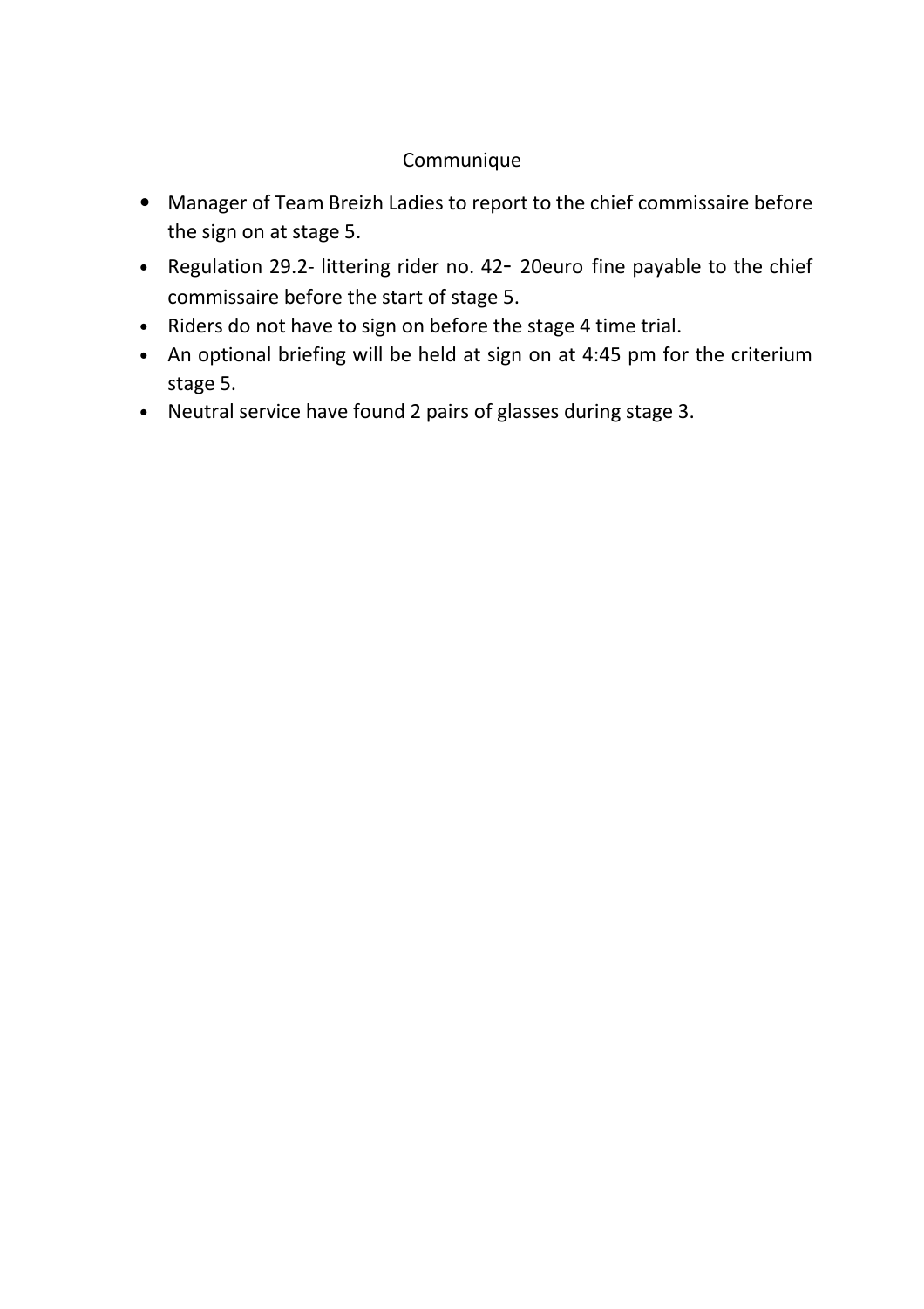# Communique

- Manager of Team Breizh Ladies to report to the chief commissaire before the sign on at stage 5.
- Regulation 29.2- littering rider no. 42- 20euro fine payable to the chief commissaire before the start of stage 5.
- Riders do not have to sign on before the stage 4 time trial.
- An optional briefing will be held at sign on at 4:45 pm for the criterium stage 5.
- Neutral service have found 2 pairs of glasses during stage 3.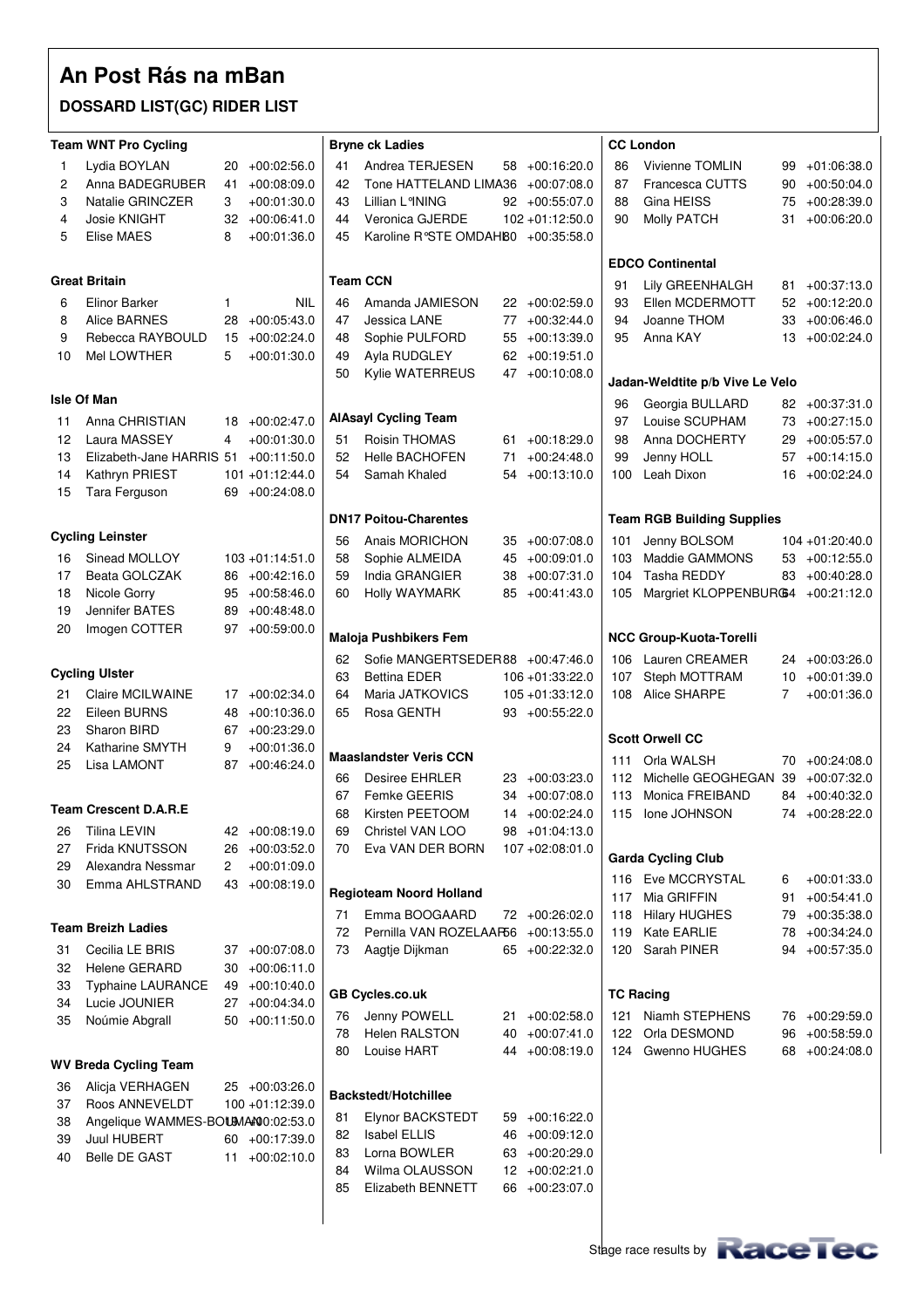# An Post Rás na mBan

**DOSSARD LIST(GC) RIDER LIST**

### Team WNT Pro Cycling

| | | | |
|---|---|---|---|
| 1 | Lydia BOYLAN | 20 | +00:02:56.0 |
| 2 | Anna BADEGRUBER | 41 | +00:08:09.0 |
| 3 | Natalie GRINCZER | 3 | +00:01:30.0 |
| 4 | Josie KNIGHT | 32 | +00:06:41.0 |
| 5 | Elise MAES | 8 | +00:01:36.0 |

### Great Britain

| | | | |
|---|---|---|---|
| 6 | Elinor Barker | 1 | NIL |
| 8 | Alice BARNES | 28 | +00:05:43.0 |
| 9 | Rebecca RAYBOULD | 15 | +00:02:24.0 |
| 10 | Mel LOWTHER | 5 | +00:01:30.0 |

### Isle Of Man

| | | | |
|---|---|---|---|
| 11 | Anna CHRISTIAN | 18 | +00:02:47.0 |
| 12 | Laura MASSEY | 4 | +00:01:30.0 |
| 13 | Elizabeth-Jane HARRIS | 51 | +00:11:50.0 |
| 14 | Kathryn PRIEST | 101 | +01:12:44.0 |
| 15 | Tara Ferguson | 69 | +00:24:08.0 |

### Cycling Leinster

| | | | |
|---|---|---|---|
| 16 | Sinead MOLLOY | 103 | +01:14:51.0 |
| 17 | Beata GOLCZAK | 86 | +00:42:16.0 |
| 18 | Nicole Gorry | 95 | +00:58:46.0 |
| 19 | Jennifer BATES | 89 | +00:48:48.0 |
| 20 | Imogen COTTER | 97 | +00:59:00.0 |

### Cycling Ulster

| | | | |
|---|---|---|---|
| 21 | Claire MCILWAINE | 17 | +00:02:34.0 |
| 22 | Eileen BURNS | 48 | +00:10:36.0 |
| 23 | Sharon BIRD | 67 | +00:23:29.0 |
| 24 | Katharine SMYTH | 9 | +00:01:36.0 |
| 25 | Lisa LAMONT | 87 | +00:46:24.0 |

### Team Crescent D.A.R.E

| | | | |
|---|---|---|---|
| 26 | Tilina LEVIN | 42 | +00:08:19.0 |
| 27 | Frida KNUTSSON | 26 | +00:03:52.0 |
| 29 | Alexandra Nessmar | 2 | +00:01:09.0 |
| 30 | Emma AHLSTRAND | 43 | +00:08:19.0 |

### Team Breizh Ladies

| | | | |
|---|---|---|---|
| 31 | Cecilia LE BRIS | 37 | +00:07:08.0 |
| 32 | Helene GERARD | 30 | +00:06:11.0 |
| 33 | Typhaine LAURANCE | 49 | +00:10:40.0 |
| 34 | Lucie JOUNIER | 27 | +00:04:34.0 |
| 35 | Noúmie Abgrall | 50 | +00:11:50.0 |

### WV Breda Cycling Team

| | | | |
|---|---|---|---|
| 36 | Alicja VERHAGEN | 25 | +00:03:26.0 |
| 37 | Roos ANNEVELDT | 100 | +01:12:39.0 |
| 38 | Angelique WAMMES-BOUMAN | 19 | +00:02:53.0 |
| 39 | Juul HUBERT | 60 | +00:17:39.0 |
| 40 | Belle DE GAST | 11 | +00:02:10.0 |

### Bryne ck Ladies

| | | | |
|---|---|---|---|
| 41 | Andrea TERJESEN | 58 | +00:16:20.0 |
| 42 | Tone HATTELAND LIMA | 36 | +00:07:08.0 |
| 43 | Lillian L°INING | 92 | +00:55:07.0 |
| 44 | Veronica GJERDE | 102 | +01:12:50.0 |
| 45 | Karoline R°STE OMDAHL | 80 | +00:35:58.0 |

### Team CCN

| | | | |
|---|---|---|---|
| 46 | Amanda JAMIESON | 22 | +00:02:59.0 |
| 47 | Jessica LANE | 77 | +00:32:44.0 |
| 48 | Sophie PULFORD | 55 | +00:13:39.0 |
| 49 | Ayla RUDGLEY | 62 | +00:19:51.0 |
| 50 | Kylie WATERREUS | 47 | +00:10:08.0 |

### AlAsayl Cycling Team

| | | | |
|---|---|---|---|
| 51 | Roisin THOMAS | 61 | +00:18:29.0 |
| 52 | Helle BACHOFEN | 71 | +00:24:48.0 |
| 54 | Samah Khaled | 54 | +00:13:10.0 |

### DN17 Poitou-Charentes

| | | | |
|---|---|---|---|
| 56 | Anais MORICHON | 35 | +00:07:08.0 |
| 58 | Sophie ALMEIDA | 45 | +00:09:01.0 |
| 59 | India GRANGIER | 38 | +00:07:31.0 |
| 60 | Holly WAYMARK | 85 | +00:41:43.0 |

### Maloja Pushbikers Fem

| | | | |
|---|---|---|---|
| 62 | Sofie MANGERTSEDER | 88 | +00:47:46.0 |
| 63 | Bettina EDER | 106 | +01:33:22.0 |
| 64 | Maria JATKOVICS | 105 | +01:33:12.0 |
| 65 | Rosa GENTH | 93 | +00:55:22.0 |

### Maaslandster Veris CCN

| | | | |
|---|---|---|---|
| 66 | Desiree EHRLER | 23 | +00:03:23.0 |
| 67 | Femke GEERIS | 34 | +00:07:08.0 |
| 68 | Kirsten PEETOOM | 14 | +00:02:24.0 |
| 69 | Christel VAN LOO | 98 | +01:04:13.0 |
| 70 | Eva VAN DER BORN | 107 | +02:08:01.0 |

### Regioteam Noord Holland

| | | | |
|---|---|---|---|
| 71 | Emma BOOGAARD | 72 | +00:26:02.0 |
| 72 | Pernilla VAN ROZELAAR | 56 | +00:13:55.0 |
| 73 | Aagtje Dijkman | 65 | +00:22:32.0 |

### GB Cycles.co.uk

| | | | |
|---|---|---|---|
| 76 | Jenny POWELL | 21 | +00:02:58.0 |
| 78 | Helen RALSTON | 40 | +00:07:41.0 |
| 80 | Louise HART | 44 | +00:08:19.0 |

### Backstedt/Hotchillee

| | | | |
|---|---|---|---|
| 81 | Elynor BACKSTEDT | 59 | +00:16:22.0 |
| 82 | Isabel ELLIS | 46 | +00:09:12.0 |
| 83 | Lorna BOWLER | 63 | +00:20:29.0 |
| 84 | Wilma OLAUSSON | 12 | +00:02:21.0 |
| 85 | Elizabeth BENNETT | 66 | +00:23:07.0 |

### CC London

| | | | |
|---|---|---|---|
| 86 | Vivienne TOMLIN | 99 | +01:06:38.0 |
| 87 | Francesca CUTTS | 90 | +00:50:04.0 |
| 88 | Gina HEISS | 75 | +00:28:39.0 |
| 90 | Molly PATCH | 31 | +00:06:20.0 |

### EDCO Continental

| | | | |
|---|---|---|---|
| 91 | Lily GREENHALGH | 81 | +00:37:13.0 |
| 93 | Ellen MCDERMOTT | 52 | +00:12:20.0 |
| 94 | Joanne THOM | 33 | +00:06:46.0 |
| 95 | Anna KAY | 13 | +00:02:24.0 |

### Jadan-Weldtite p/b Vive Le Velo

| | | | |
|---|---|---|---|
| 96 | Georgia BULLARD | 82 | +00:37:31.0 |
| 97 | Louise SCUPHAM | 73 | +00:27:15.0 |
| 98 | Anna DOCHERTY | 29 | +00:05:57.0 |
| 99 | Jenny HOLL | 57 | +00:14:15.0 |
| 100 | Leah Dixon | 16 | +00:02:24.0 |

### Team RGB Building Supplies

| | | | |
|---|---|---|---|
| 101 | Jenny BOLSOM | 104 | +01:20:40.0 |
| 103 | Maddie GAMMONS | 53 | +00:12:55.0 |
| 104 | Tasha REDDY | 83 | +00:40:28.0 |
| 105 | Margriet KLOPPENBURG | 64 | +00:21:12.0 |

### NCC Group-Kuota-Torelli

| | | | |
|---|---|---|---|
| 106 | Lauren CREAMER | 24 | +00:03:26.0 |
| 107 | Steph MOTTRAM | 10 | +00:01:39.0 |
| 108 | Alice SHARPE | 7 | +00:01:36.0 |

### Scott Orwell CC

| | | | |
|---|---|---|---|
| 111 | Orla WALSH | 70 | +00:24:08.0 |
| 112 | Michelle GEOGHEGAN | 39 | +00:07:32.0 |
| 113 | Monica FREIBAND | 84 | +00:40:32.0 |
| 115 | Ione JOHNSON | 74 | +00:28:22.0 |

### Garda Cycling Club

| | | | |
|---|---|---|---|
| 116 | Eve MCCRYSTAL | 6 | +00:01:33.0 |
| 117 | Mia GRIFFIN | 91 | +00:54:41.0 |
| 118 | Hilary HUGHES | 79 | +00:35:38.0 |
| 119 | Kate EARLIE | 78 | +00:34:24.0 |
| 120 | Sarah PINER | 94 | +00:57:35.0 |

### TC Racing

| | | | |
|---|---|---|---|
| 121 | Niamh STEPHENS | 76 | +00:29:59.0 |
| 122 | Orla DESMOND | 96 | +00:58:59.0 |
| 124 | Gwenno HUGHES | 68 | +00:24:08.0 |

Stage race results by RaceTec